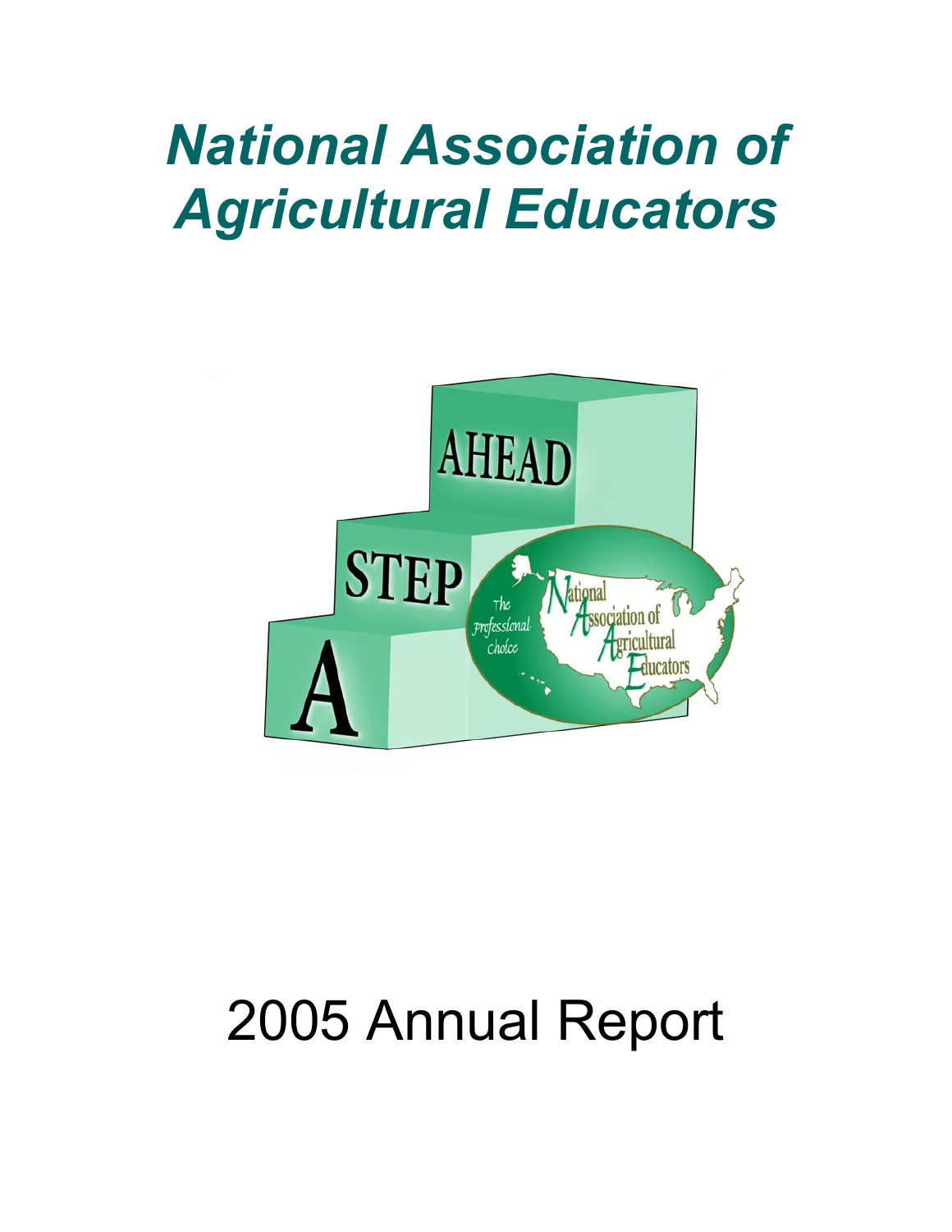# *National Association of Agricultural Educators*

# 2005 Annual Report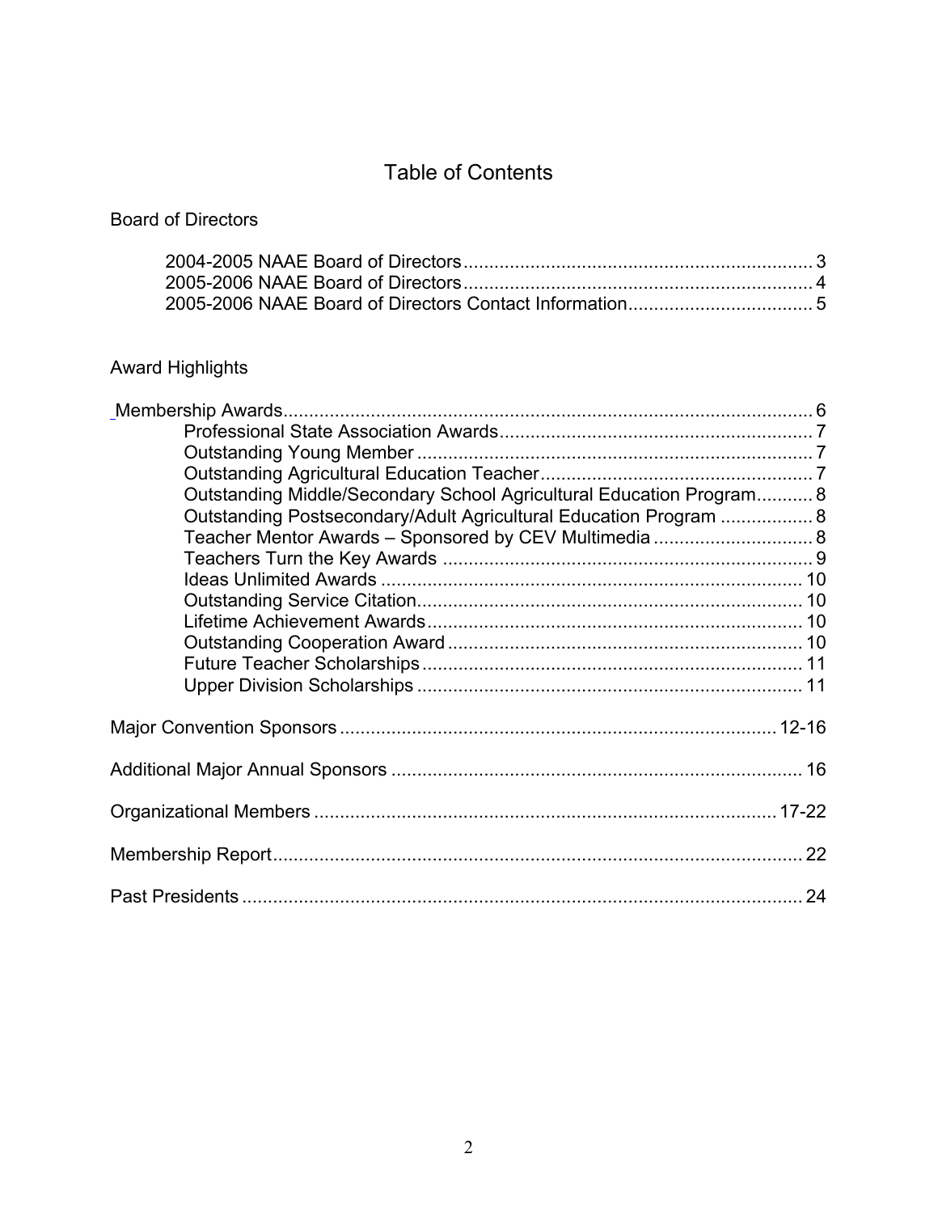# Table of Contents

## Board of Directors

- 2004-2005 NAAE Board of Directors .......... 3
- 2005-2006 NAAE Board of Directors .......... 4
- 2005-2006 NAAE Board of Directors Contact Information .......... 5

## Award Highlights

Membership Awards .......... 6

- Professional State Association Awards .......... 7
- Outstanding Young Member .......... 7
- Outstanding Agricultural Education Teacher .......... 7
- Outstanding Middle/Secondary School Agricultural Education Program .......... 8
- Outstanding Postsecondary/Adult Agricultural Education Program .......... 8
- Teacher Mentor Awards – Sponsored by CEV Multimedia .......... 8
- Teachers Turn the Key Awards .......... 9
- Ideas Unlimited Awards .......... 10
- Outstanding Service Citation .......... 10
- Lifetime Achievement Awards .......... 10
- Outstanding Cooperation Award .......... 10
- Future Teacher Scholarships .......... 11
- Upper Division Scholarships .......... 11

Major Convention Sponsors .......... 12-16

Additional Major Annual Sponsors .......... 16

Organizational Members .......... 17-22

Membership Report .......... 22

Past Presidents .......... 24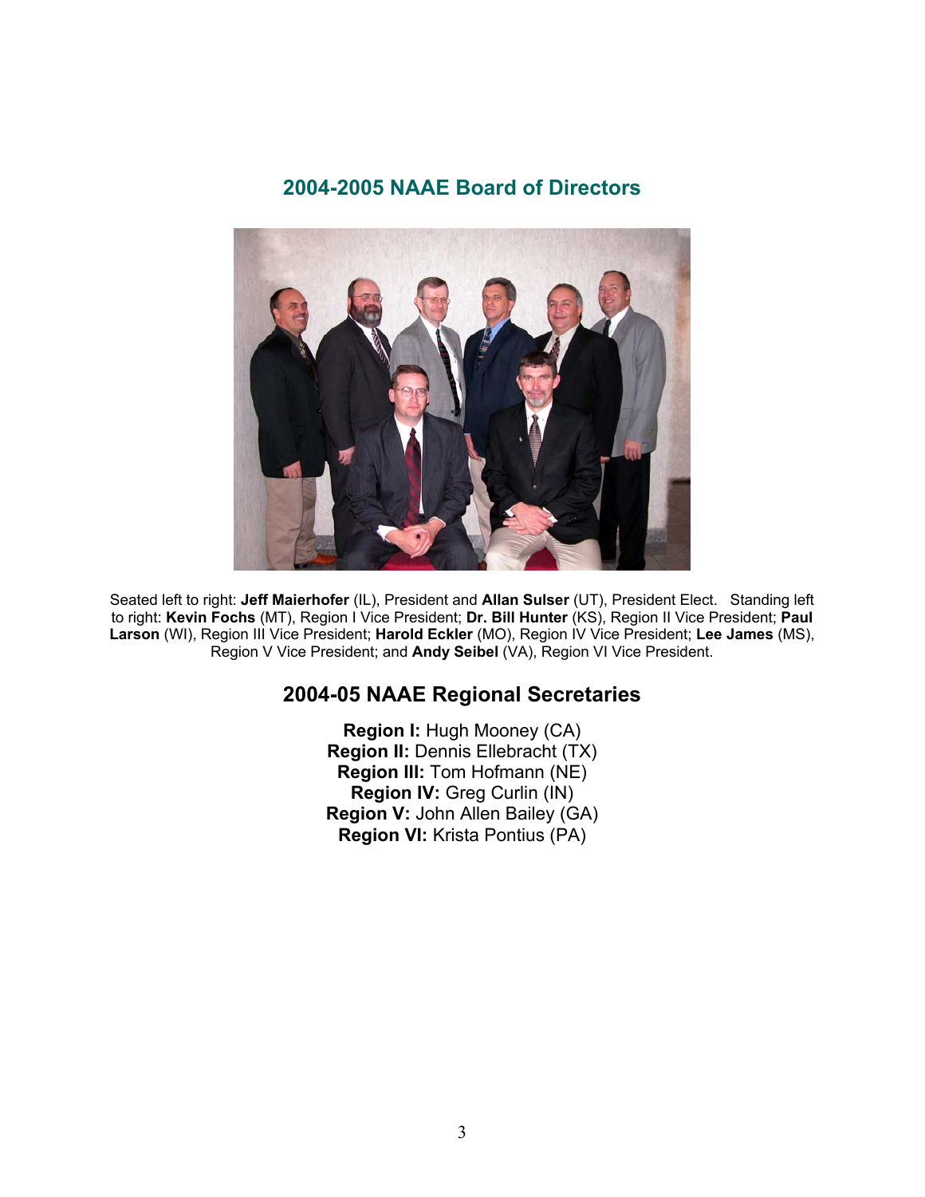## 2004-2005 NAAE Board of Directors

Seated left to right: **Jeff Maierhofer** (IL), President and **Allan Sulser** (UT), President Elect. Standing left to right: **Kevin Fochs** (MT), Region I Vice President; **Dr. Bill Hunter** (KS), Region II Vice President; **Paul Larson** (WI), Region III Vice President; **Harold Eckler** (MO), Region IV Vice President; **Lee James** (MS), Region V Vice President; and **Andy Seibel** (VA), Region VI Vice President.

## 2004-05 NAAE Regional Secretaries

**Region I:** Hugh Mooney (CA)
**Region II:** Dennis Ellebracht (TX)
**Region III:** Tom Hofmann (NE)
**Region IV:** Greg Curlin (IN)
**Region V:** John Allen Bailey (GA)
**Region VI:** Krista Pontius (PA)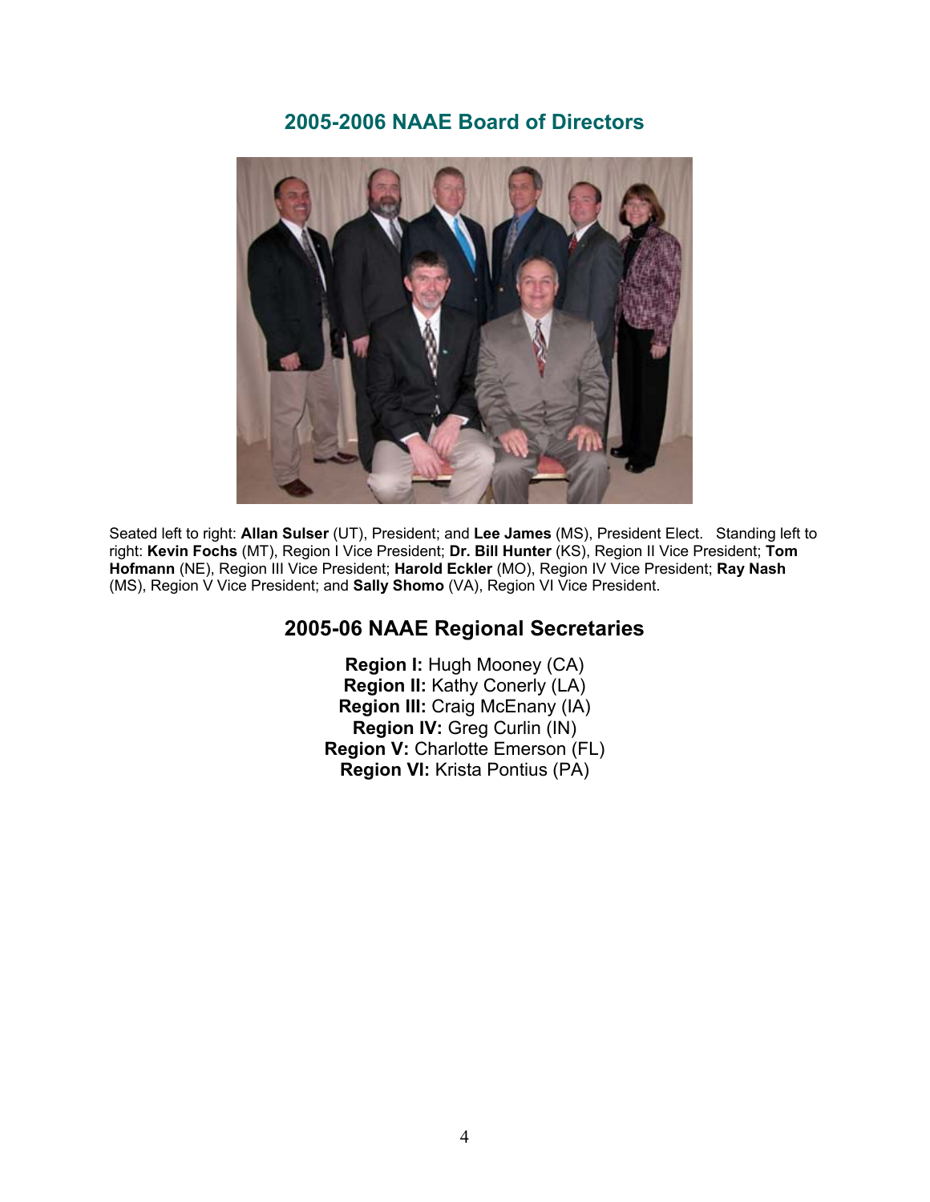## 2005-2006 NAAE Board of Directors

Seated left to right: **Allan Sulser** (UT), President; and **Lee James** (MS), President Elect. Standing left to right: **Kevin Fochs** (MT), Region I Vice President; **Dr. Bill Hunter** (KS), Region II Vice President; **Tom Hofmann** (NE), Region III Vice President; **Harold Eckler** (MO), Region IV Vice President; **Ray Nash** (MS), Region V Vice President; and **Sally Shomo** (VA), Region VI Vice President.

## 2005-06 NAAE Regional Secretaries

**Region I:** Hugh Mooney (CA)
**Region II:** Kathy Conerly (LA)
**Region III:** Craig McEnany (IA)
**Region IV:** Greg Curlin (IN)
**Region V:** Charlotte Emerson (FL)
**Region VI:** Krista Pontius (PA)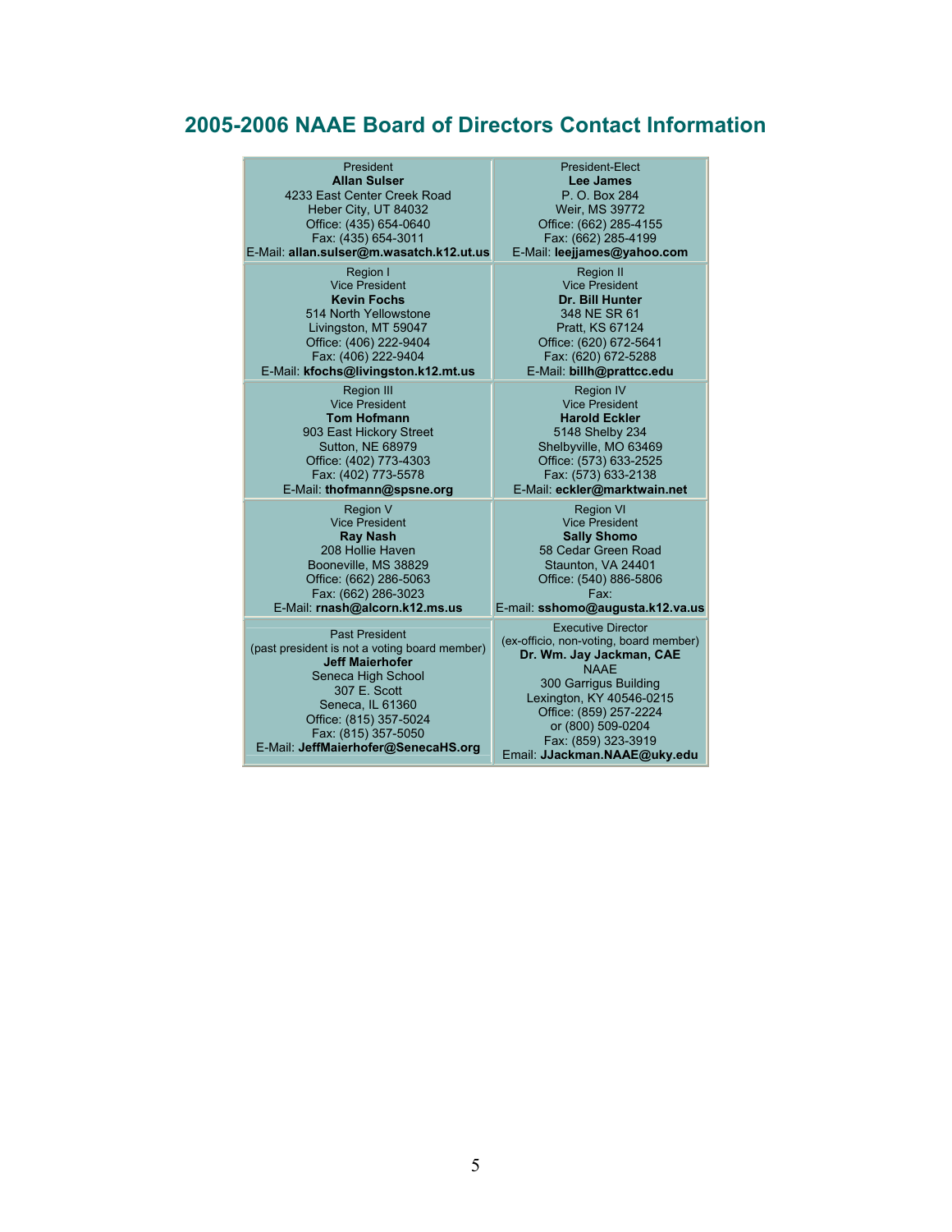## 2005-2006 NAAE Board of Directors Contact Information

| | |
|---|---|
| President<br>**Allan Sulser**<br>4233 East Center Creek Road<br>Heber City, UT 84032<br>Office: (435) 654-0640<br>Fax: (435) 654-3011<br>E-Mail: **allan.sulser@m.wasatch.k12.ut.us** | President-Elect<br>**Lee James**<br>P. O. Box 284<br>Weir, MS 39772<br>Office: (662) 285-4155<br>Fax: (662) 285-4199<br>E-Mail: **leejjames@yahoo.com** |
| Region I<br>Vice President<br>**Kevin Fochs**<br>514 North Yellowstone<br>Livingston, MT 59047<br>Office: (406) 222-9404<br>Fax: (406) 222-9404<br>E-Mail: **kfochs@livingston.k12.mt.us** | Region II<br>Vice President<br>**Dr. Bill Hunter**<br>348 NE SR 61<br>Pratt, KS 67124<br>Office: (620) 672-5641<br>Fax: (620) 672-5288<br>E-Mail: **billh@prattcc.edu** |
| Region III<br>Vice President<br>**Tom Hofmann**<br>903 East Hickory Street<br>Sutton, NE 68979<br>Office: (402) 773-4303<br>Fax: (402) 773-5578<br>E-Mail: **thofmann@spsne.org** | Region IV<br>Vice President<br>**Harold Eckler**<br>5148 Shelby 234<br>Shelbyville, MO 63469<br>Office: (573) 633-2525<br>Fax: (573) 633-2138<br>E-Mail: **eckler@marktwain.net** |
| Region V<br>Vice President<br>**Ray Nash**<br>208 Hollie Haven<br>Booneville, MS 38829<br>Office: (662) 286-5063<br>Fax: (662) 286-3023<br>E-Mail: **rnash@alcorn.k12.ms.us** | Region VI<br>Vice President<br>**Sally Shomo**<br>58 Cedar Green Road<br>Staunton, VA 24401<br>Office: (540) 886-5806<br>Fax:<br>E-mail: **sshomo@augusta.k12.va.us** |
| Past President<br>(past president is not a voting board member)<br>**Jeff Maierhofer**<br>Seneca High School<br>307 E. Scott<br>Seneca, IL 61360<br>Office: (815) 357-5024<br>Fax: (815) 357-5050<br>E-Mail: **JeffMaierhofer@SenecaHS.org** | Executive Director<br>(ex-officio, non-voting, board member)<br>**Dr. Wm. Jay Jackman, CAE**<br>NAAE<br>300 Garrigus Building<br>Lexington, KY 40546-0215<br>Office: (859) 257-2224<br>or (800) 509-0204<br>Fax: (859) 323-3919<br>Email: **JJackman.NAAE@uky.edu** |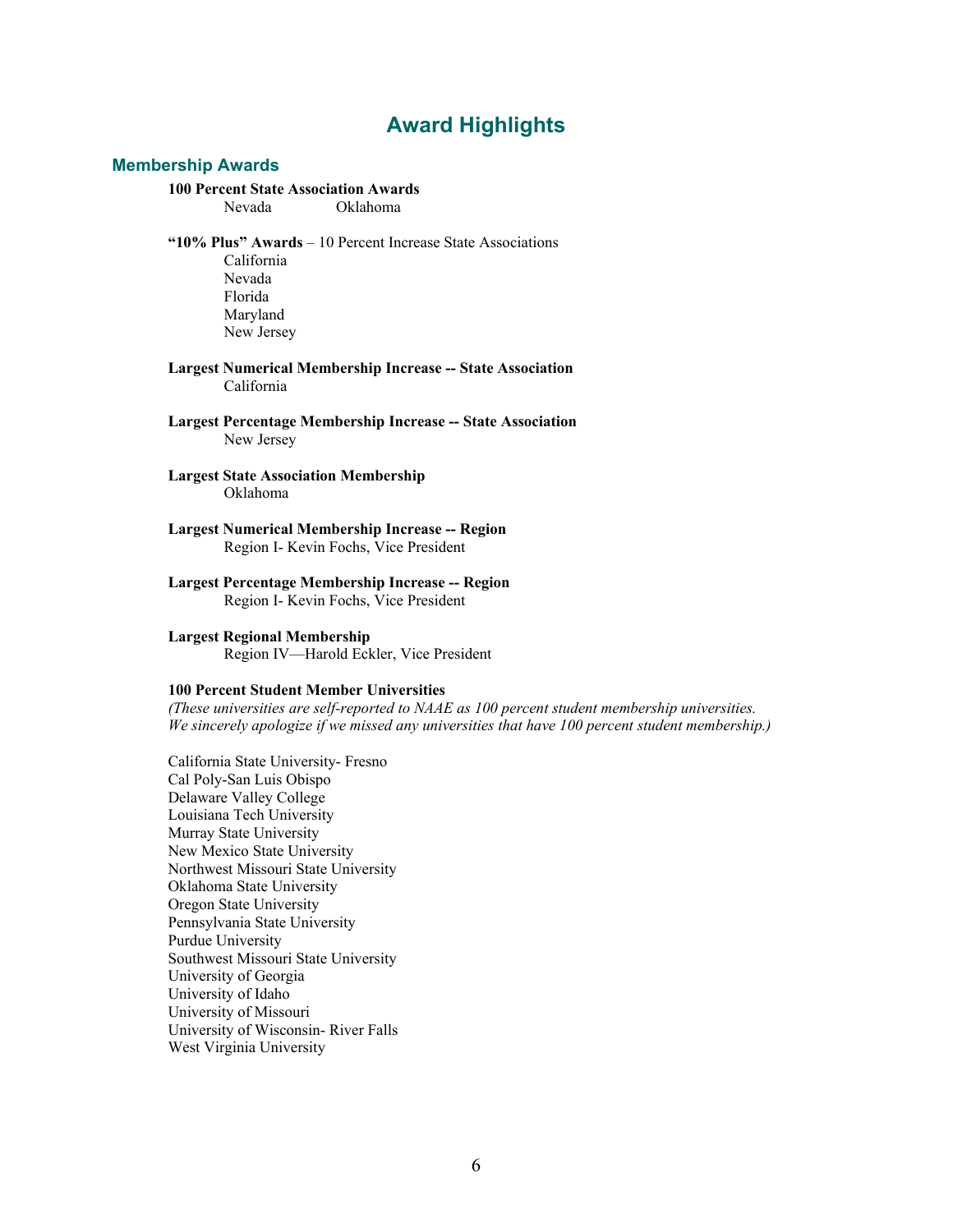# Award Highlights

## Membership Awards

**100 Percent State Association Awards**

Nevada
Oklahoma

**"10% Plus" Awards** – 10 Percent Increase State Associations

California
Nevada
Florida
Maryland
New Jersey

**Largest Numerical Membership Increase -- State Association**

California

**Largest Percentage Membership Increase -- State Association**

New Jersey

**Largest State Association Membership**

Oklahoma

**Largest Numerical Membership Increase -- Region**

Region I- Kevin Fochs, Vice President

**Largest Percentage Membership Increase -- Region**

Region I- Kevin Fochs, Vice President

**Largest Regional Membership**

Region IV—Harold Eckler, Vice President

**100 Percent Student Member Universities**

*(These universities are self-reported to NAAE as 100 percent student membership universities. We sincerely apologize if we missed any universities that have 100 percent student membership.)*

California State University- Fresno
Cal Poly-San Luis Obispo
Delaware Valley College
Louisiana Tech University
Murray State University
New Mexico State University
Northwest Missouri State University
Oklahoma State University
Oregon State University
Pennsylvania State University
Purdue University
Southwest Missouri State University
University of Georgia
University of Idaho
University of Missouri
University of Wisconsin- River Falls
West Virginia University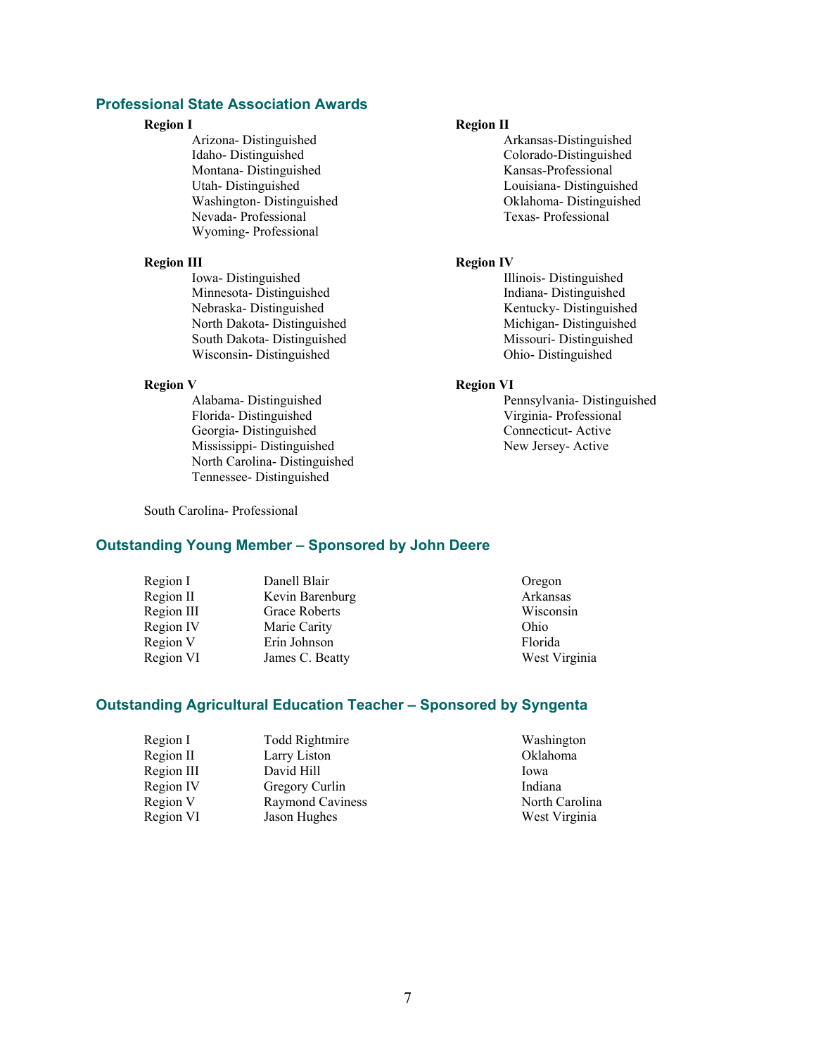## Professional State Association Awards

**Region I**

Arizona- Distinguished
Idaho- Distinguished
Montana- Distinguished
Utah- Distinguished
Washington- Distinguished
Nevada- Professional
Wyoming- Professional

**Region II**

Arkansas-Distinguished
Colorado-Distinguished
Kansas-Professional
Louisiana- Distinguished
Oklahoma- Distinguished
Texas- Professional

**Region III**

Iowa- Distinguished
Minnesota- Distinguished
Nebraska- Distinguished
North Dakota- Distinguished
South Dakota- Distinguished
Wisconsin- Distinguished

**Region IV**

Illinois- Distinguished
Indiana- Distinguished
Kentucky- Distinguished
Michigan- Distinguished
Missouri- Distinguished
Ohio- Distinguished

**Region V**

Alabama- Distinguished
Florida- Distinguished
Georgia- Distinguished
Mississippi- Distinguished
North Carolina- Distinguished
Tennessee- Distinguished

**Region VI**

Pennsylvania- Distinguished
Virginia- Professional
Connecticut- Active
New Jersey- Active

South Carolina- Professional

## Outstanding Young Member – Sponsored by John Deere

| Region | Name | State |
|---|---|---|
| Region I | Danell Blair | Oregon |
| Region II | Kevin Barenburg | Arkansas |
| Region III | Grace Roberts | Wisconsin |
| Region IV | Marie Carity | Ohio |
| Region V | Erin Johnson | Florida |
| Region VI | James C. Beatty | West Virginia |

## Outstanding Agricultural Education Teacher – Sponsored by Syngenta

| Region | Name | State |
|---|---|---|
| Region I | Todd Rightmire | Washington |
| Region II | Larry Liston | Oklahoma |
| Region III | David Hill | Iowa |
| Region IV | Gregory Curlin | Indiana |
| Region V | Raymond Caviness | North Carolina |
| Region VI | Jason Hughes | West Virginia |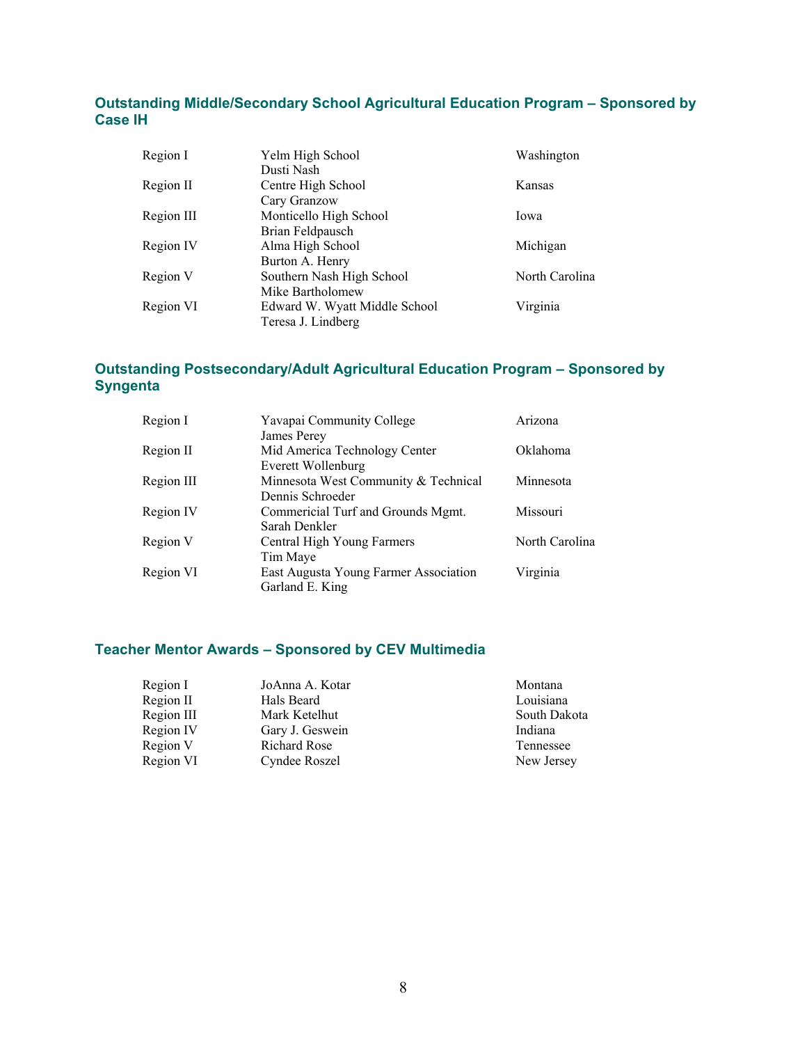### Outstanding Middle/Secondary School Agricultural Education Program – Sponsored by Case IH

| | | |
|---|---|---|
| Region I | Yelm High School<br>Dusti Nash | Washington |
| Region II | Centre High School<br>Cary Granzow | Kansas |
| Region III | Monticello High School<br>Brian Feldpausch | Iowa |
| Region IV | Alma High School<br>Burton A. Henry | Michigan |
| Region V | Southern Nash High School<br>Mike Bartholomew | North Carolina |
| Region VI | Edward W. Wyatt Middle School<br>Teresa J. Lindberg | Virginia |

### Outstanding Postsecondary/Adult Agricultural Education Program – Sponsored by Syngenta

| | | |
|---|---|---|
| Region I | Yavapai Community College<br>James Perey | Arizona |
| Region II | Mid America Technology Center<br>Everett Wollenburg | Oklahoma |
| Region III | Minnesota West Community & Technical<br>Dennis Schroeder | Minnesota |
| Region IV | Commericial Turf and Grounds Mgmt.<br>Sarah Denkler | Missouri |
| Region V | Central High Young Farmers<br>Tim Maye | North Carolina |
| Region VI | East Augusta Young Farmer Association<br>Garland E. King | Virginia |

### Teacher Mentor Awards – Sponsored by CEV Multimedia

| | | |
|---|---|---|
| Region I | JoAnna A. Kotar | Montana |
| Region II | Hals Beard | Louisiana |
| Region III | Mark Ketelhut | South Dakota |
| Region IV | Gary J. Geswein | Indiana |
| Region V | Richard Rose | Tennessee |
| Region VI | Cyndee Roszel | New Jersey |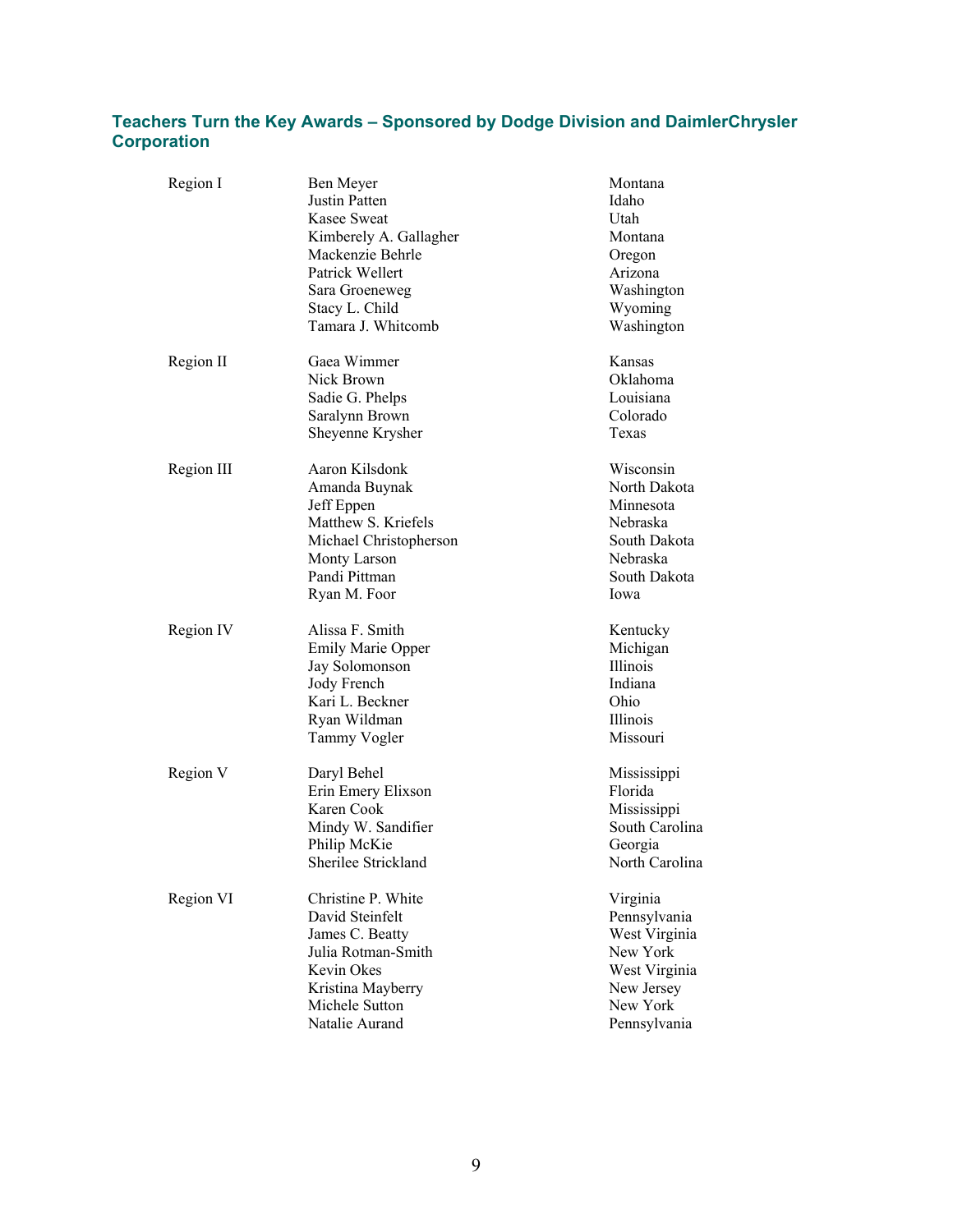### Teachers Turn the Key Awards – Sponsored by Dodge Division and DaimlerChrysler Corporation

| | | |
|---|---|---|
| Region I | Ben Meyer | Montana |
| | Justin Patten | Idaho |
| | Kasee Sweat | Utah |
| | Kimberely A. Gallagher | Montana |
| | Mackenzie Behrle | Oregon |
| | Patrick Wellert | Arizona |
| | Sara Groeneweg | Washington |
| | Stacy L. Child | Wyoming |
| | Tamara J. Whitcomb | Washington |
| Region II | Gaea Wimmer | Kansas |
| | Nick Brown | Oklahoma |
| | Sadie G. Phelps | Louisiana |
| | Saralynn Brown | Colorado |
| | Sheyenne Krysher | Texas |
| Region III | Aaron Kilsdonk | Wisconsin |
| | Amanda Buynak | North Dakota |
| | Jeff Eppen | Minnesota |
| | Matthew S. Kriefels | Nebraska |
| | Michael Christopherson | South Dakota |
| | Monty Larson | Nebraska |
| | Pandi Pittman | South Dakota |
| | Ryan M. Foor | Iowa |
| Region IV | Alissa F. Smith | Kentucky |
| | Emily Marie Opper | Michigan |
| | Jay Solomonson | Illinois |
| | Jody French | Indiana |
| | Kari L. Beckner | Ohio |
| | Ryan Wildman | Illinois |
| | Tammy Vogler | Missouri |
| Region V | Daryl Behel | Mississippi |
| | Erin Emery Elixson | Florida |
| | Karen Cook | Mississippi |
| | Mindy W. Sandifier | South Carolina |
| | Philip McKie | Georgia |
| | Sherilee Strickland | North Carolina |
| Region VI | Christine P. White | Virginia |
| | David Steinfelt | Pennsylvania |
| | James C. Beatty | West Virginia |
| | Julia Rotman-Smith | New York |
| | Kevin Okes | West Virginia |
| | Kristina Mayberry | New Jersey |
| | Michele Sutton | New York |
| | Natalie Aurand | Pennsylvania |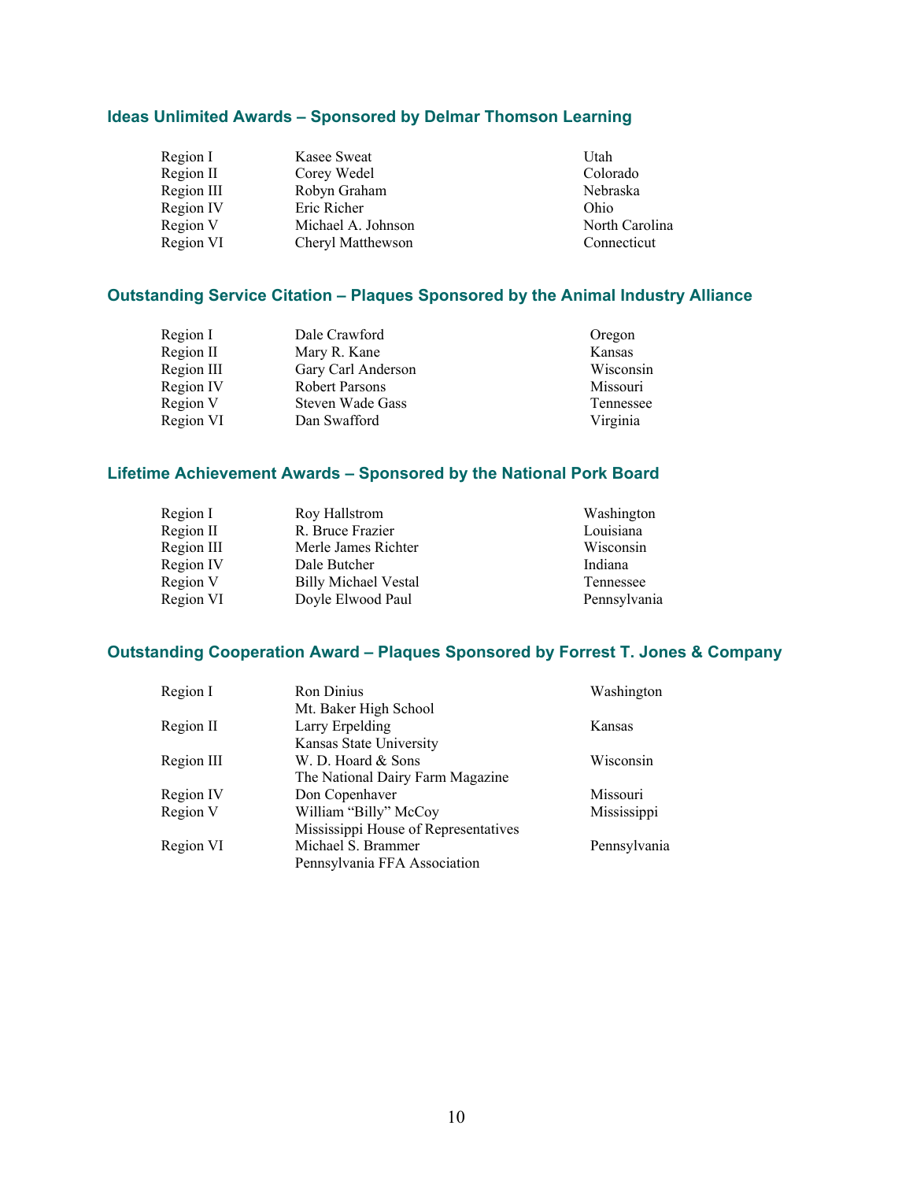### Ideas Unlimited Awards – Sponsored by Delmar Thomson Learning

| | | |
|---|---|---|
| Region I | Kasee Sweat | Utah |
| Region II | Corey Wedel | Colorado |
| Region III | Robyn Graham | Nebraska |
| Region IV | Eric Richer | Ohio |
| Region V | Michael A. Johnson | North Carolina |
| Region VI | Cheryl Matthewson | Connecticut |

### Outstanding Service Citation – Plaques Sponsored by the Animal Industry Alliance

| | | |
|---|---|---|
| Region I | Dale Crawford | Oregon |
| Region II | Mary R. Kane | Kansas |
| Region III | Gary Carl Anderson | Wisconsin |
| Region IV | Robert Parsons | Missouri |
| Region V | Steven Wade Gass | Tennessee |
| Region VI | Dan Swafford | Virginia |

### Lifetime Achievement Awards – Sponsored by the National Pork Board

| | | |
|---|---|---|
| Region I | Roy Hallstrom | Washington |
| Region II | R. Bruce Frazier | Louisiana |
| Region III | Merle James Richter | Wisconsin |
| Region IV | Dale Butcher | Indiana |
| Region V | Billy Michael Vestal | Tennessee |
| Region VI | Doyle Elwood Paul | Pennsylvania |

### Outstanding Cooperation Award – Plaques Sponsored by Forrest T. Jones & Company

| | | |
|---|---|---|
| Region I | Ron Dinius<br>Mt. Baker High School | Washington |
| Region II | Larry Erpelding<br>Kansas State University | Kansas |
| Region III | W. D. Hoard & Sons<br>The National Dairy Farm Magazine | Wisconsin |
| Region IV | Don Copenhaver | Missouri |
| Region V | William "Billy" McCoy<br>Mississippi House of Representatives | Mississippi |
| Region VI | Michael S. Brammer<br>Pennsylvania FFA Association | Pennsylvania |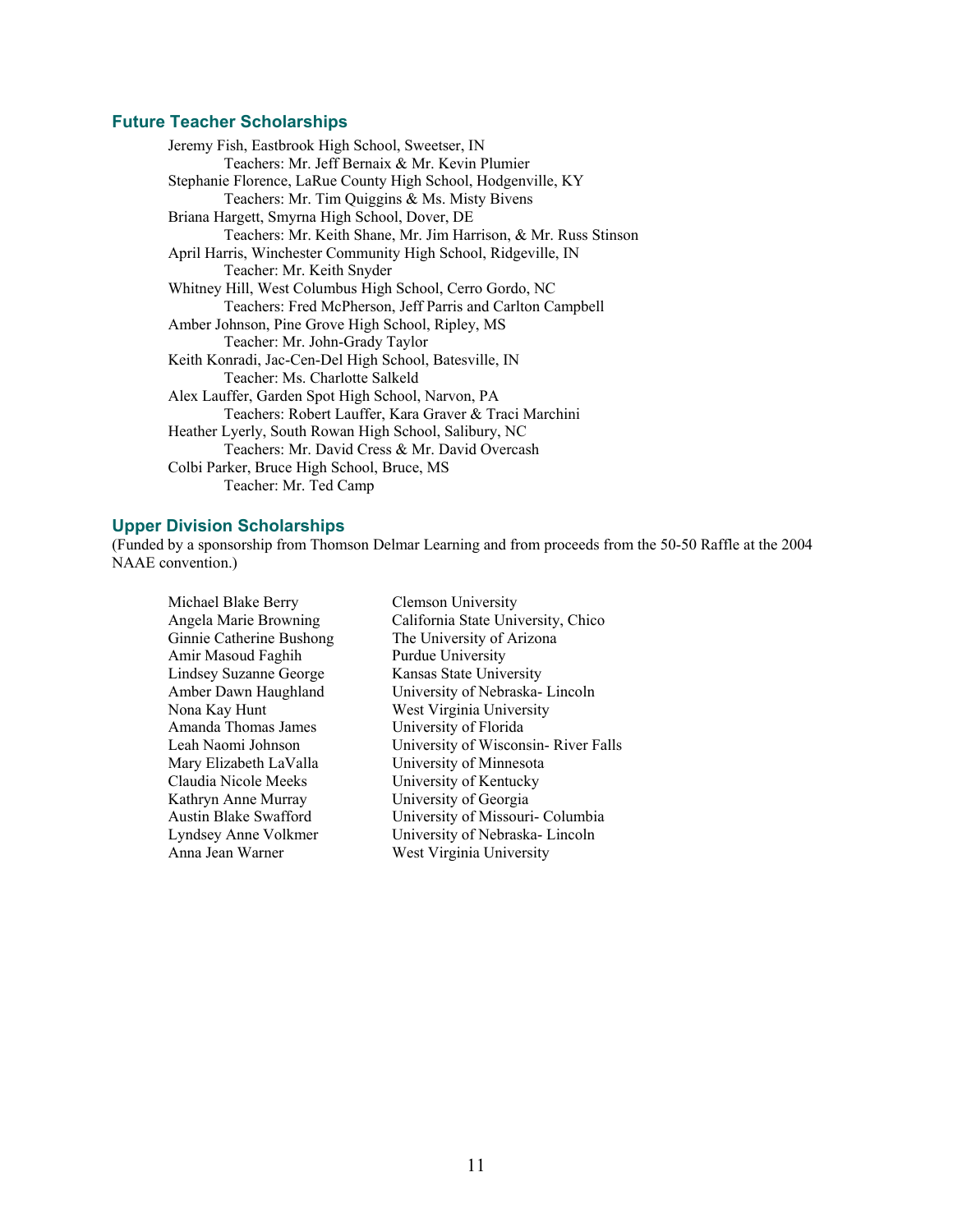## Future Teacher Scholarships

Jeremy Fish, Eastbrook High School, Sweetser, IN
 Teachers: Mr. Jeff Bernaix & Mr. Kevin Plumier
Stephanie Florence, LaRue County High School, Hodgenville, KY
 Teachers: Mr. Tim Quiggins & Ms. Misty Bivens
Briana Hargett, Smyrna High School, Dover, DE
 Teachers: Mr. Keith Shane, Mr. Jim Harrison, & Mr. Russ Stinson
April Harris, Winchester Community High School, Ridgeville, IN
 Teacher: Mr. Keith Snyder
Whitney Hill, West Columbus High School, Cerro Gordo, NC
 Teachers: Fred McPherson, Jeff Parris and Carlton Campbell
Amber Johnson, Pine Grove High School, Ripley, MS
 Teacher: Mr. John-Grady Taylor
Keith Konradi, Jac-Cen-Del High School, Batesville, IN
 Teacher: Ms. Charlotte Salkeld
Alex Lauffer, Garden Spot High School, Narvon, PA
 Teachers: Robert Lauffer, Kara Graver & Traci Marchini
Heather Lyerly, South Rowan High School, Salibury, NC
 Teachers: Mr. David Cress & Mr. David Overcash
Colbi Parker, Bruce High School, Bruce, MS
 Teacher: Mr. Ted Camp

## Upper Division Scholarships

(Funded by a sponsorship from Thomson Delmar Learning and from proceeds from the 50-50 Raffle at the 2004 NAAE convention.)

| | |
|---|---|
| Michael Blake Berry | Clemson University |
| Angela Marie Browning | California State University, Chico |
| Ginnie Catherine Bushong | The University of Arizona |
| Amir Masoud Faghih | Purdue University |
| Lindsey Suzanne George | Kansas State University |
| Amber Dawn Haughland | University of Nebraska- Lincoln |
| Nona Kay Hunt | West Virginia University |
| Amanda Thomas James | University of Florida |
| Leah Naomi Johnson | University of Wisconsin- River Falls |
| Mary Elizabeth LaValla | University of Minnesota |
| Claudia Nicole Meeks | University of Kentucky |
| Kathryn Anne Murray | University of Georgia |
| Austin Blake Swafford | University of Missouri- Columbia |
| Lyndsey Anne Volkmer | University of Nebraska- Lincoln |
| Anna Jean Warner | West Virginia University |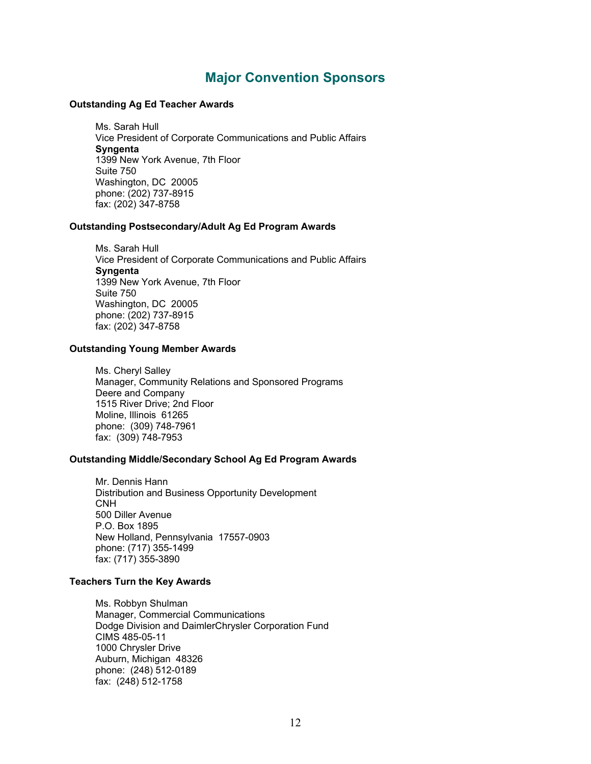# Major Convention Sponsors

**Outstanding Ag Ed Teacher Awards**

Ms. Sarah Hull
Vice President of Corporate Communications and Public Affairs
**Syngenta**
1399 New York Avenue, 7th Floor
Suite 750
Washington, DC 20005
phone: (202) 737-8915
fax: (202) 347-8758

**Outstanding Postsecondary/Adult Ag Ed Program Awards**

Ms. Sarah Hull
Vice President of Corporate Communications and Public Affairs
**Syngenta**
1399 New York Avenue, 7th Floor
Suite 750
Washington, DC 20005
phone: (202) 737-8915
fax: (202) 347-8758

**Outstanding Young Member Awards**

Ms. Cheryl Salley
Manager, Community Relations and Sponsored Programs
Deere and Company
1515 River Drive; 2nd Floor
Moline, Illinois 61265
phone: (309) 748-7961
fax: (309) 748-7953

**Outstanding Middle/Secondary School Ag Ed Program Awards**

Mr. Dennis Hann
Distribution and Business Opportunity Development
CNH
500 Diller Avenue
P.O. Box 1895
New Holland, Pennsylvania 17557-0903
phone: (717) 355-1499
fax: (717) 355-3890

**Teachers Turn the Key Awards**

Ms. Robbyn Shulman
Manager, Commercial Communications
Dodge Division and DaimlerChrysler Corporation Fund
CIMS 485-05-11
1000 Chrysler Drive
Auburn, Michigan 48326
phone: (248) 512-0189
fax: (248) 512-1758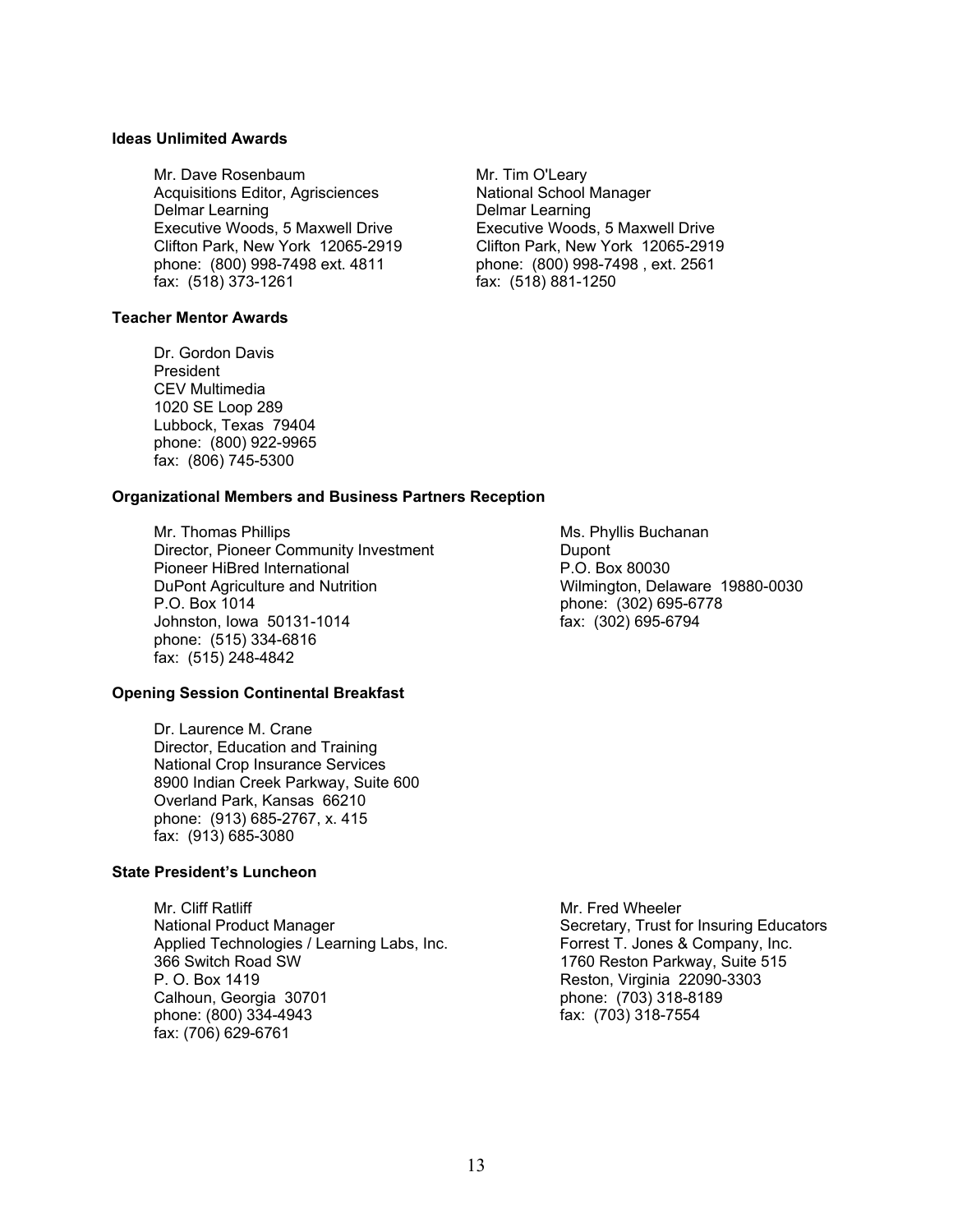**Ideas Unlimited Awards**

Mr. Dave Rosenbaum
Acquisitions Editor, Agrisciences
Delmar Learning
Executive Woods, 5 Maxwell Drive
Clifton Park, New York 12065-2919
phone: (800) 998-7498 ext. 4811
fax: (518) 373-1261

Mr. Tim O'Leary
National School Manager
Delmar Learning
Executive Woods, 5 Maxwell Drive
Clifton Park, New York 12065-2919
phone: (800) 998-7498 , ext. 2561
fax: (518) 881-1250

**Teacher Mentor Awards**

Dr. Gordon Davis
President
CEV Multimedia
1020 SE Loop 289
Lubbock, Texas 79404
phone: (800) 922-9965
fax: (806) 745-5300

**Organizational Members and Business Partners Reception**

Mr. Thomas Phillips
Director, Pioneer Community Investment
Pioneer HiBred International
DuPont Agriculture and Nutrition
P.O. Box 1014
Johnston, Iowa 50131-1014
phone: (515) 334-6816
fax: (515) 248-4842

Ms. Phyllis Buchanan
Dupont
P.O. Box 80030
Wilmington, Delaware 19880-0030
phone: (302) 695-6778
fax: (302) 695-6794

**Opening Session Continental Breakfast**

Dr. Laurence M. Crane
Director, Education and Training
National Crop Insurance Services
8900 Indian Creek Parkway, Suite 600
Overland Park, Kansas 66210
phone: (913) 685-2767, x. 415
fax: (913) 685-3080

**State President's Luncheon**

Mr. Cliff Ratliff
National Product Manager
Applied Technologies / Learning Labs, Inc.
366 Switch Road SW
P. O. Box 1419
Calhoun, Georgia 30701
phone: (800) 334-4943
fax: (706) 629-6761

Mr. Fred Wheeler
Secretary, Trust for Insuring Educators
Forrest T. Jones & Company, Inc.
1760 Reston Parkway, Suite 515
Reston, Virginia 22090-3303
phone: (703) 318-8189
fax: (703) 318-7554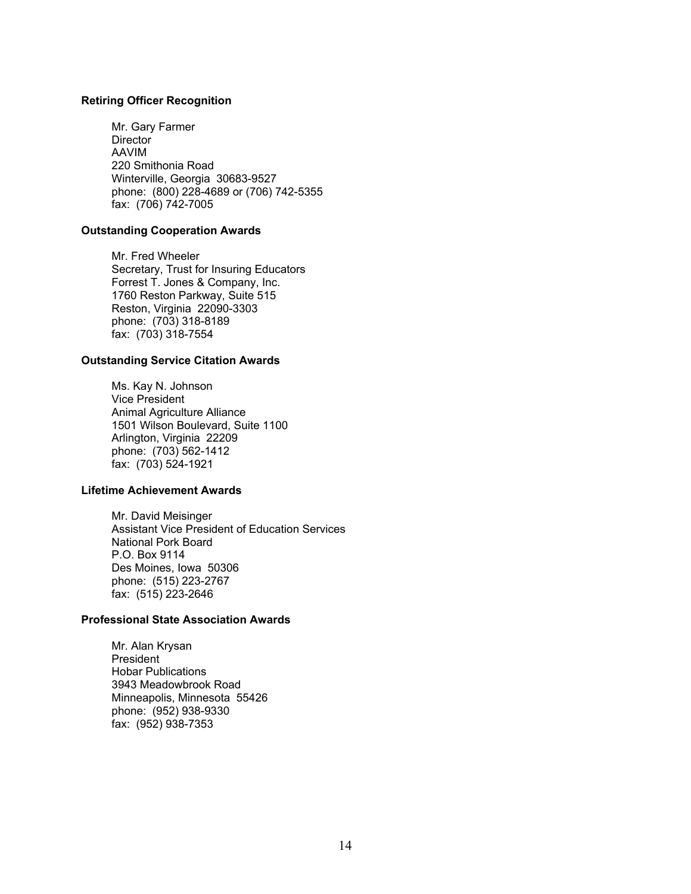**Retiring Officer Recognition**

Mr. Gary Farmer
Director
AAVIM
220 Smithonia Road
Winterville, Georgia 30683-9527
phone: (800) 228-4689 or (706) 742-5355
fax: (706) 742-7005

**Outstanding Cooperation Awards**

Mr. Fred Wheeler
Secretary, Trust for Insuring Educators
Forrest T. Jones & Company, Inc.
1760 Reston Parkway, Suite 515
Reston, Virginia 22090-3303
phone: (703) 318-8189
fax: (703) 318-7554

**Outstanding Service Citation Awards**

Ms. Kay N. Johnson
Vice President
Animal Agriculture Alliance
1501 Wilson Boulevard, Suite 1100
Arlington, Virginia 22209
phone: (703) 562-1412
fax: (703) 524-1921

**Lifetime Achievement Awards**

Mr. David Meisinger
Assistant Vice President of Education Services
National Pork Board
P.O. Box 9114
Des Moines, Iowa 50306
phone: (515) 223-2767
fax: (515) 223-2646

**Professional State Association Awards**

Mr. Alan Krysan
President
Hobar Publications
3943 Meadowbrook Road
Minneapolis, Minnesota 55426
phone: (952) 938-9330
fax: (952) 938-7353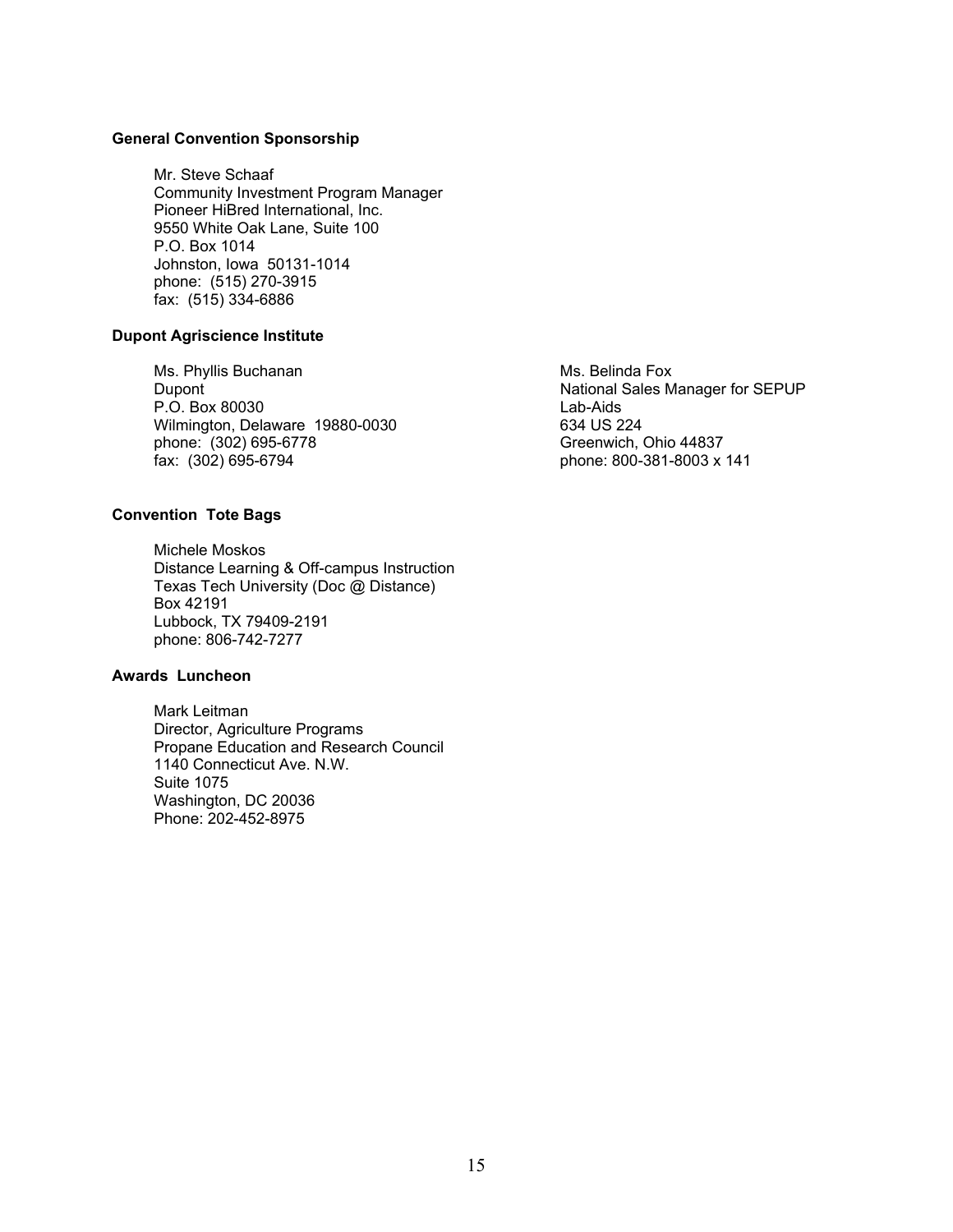**General Convention Sponsorship**

Mr. Steve Schaaf
Community Investment Program Manager
Pioneer HiBred International, Inc.
9550 White Oak Lane, Suite 100
P.O. Box 1014
Johnston, Iowa 50131-1014
phone: (515) 270-3915
fax: (515) 334-6886

**Dupont Agriscience Institute**

Ms. Phyllis Buchanan
Dupont
P.O. Box 80030
Wilmington, Delaware 19880-0030
phone: (302) 695-6778
fax: (302) 695-6794

Ms. Belinda Fox
National Sales Manager for SEPUP
Lab-Aids
634 US 224
Greenwich, Ohio 44837
phone: 800-381-8003 x 141

**Convention Tote Bags**

Michele Moskos
Distance Learning & Off-campus Instruction
Texas Tech University (Doc @ Distance)
Box 42191
Lubbock, TX 79409-2191
phone: 806-742-7277

**Awards Luncheon**

Mark Leitman
Director, Agriculture Programs
Propane Education and Research Council
1140 Connecticut Ave. N.W.
Suite 1075
Washington, DC 20036
Phone: 202-452-8975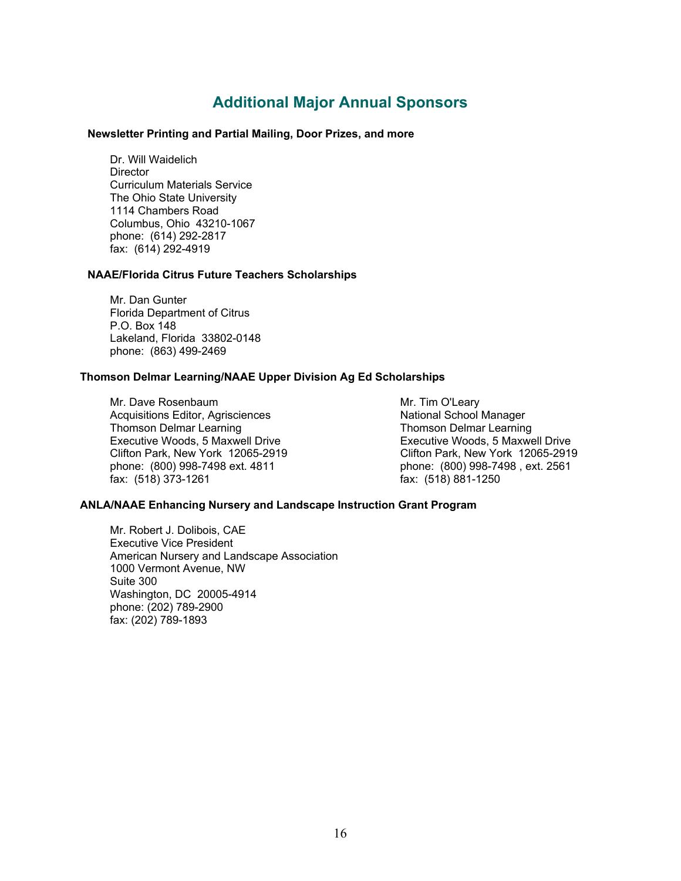## Additional Major Annual Sponsors

**Newsletter Printing and Partial Mailing, Door Prizes, and more**

Dr. Will Waidelich
Director
Curriculum Materials Service
The Ohio State University
1114 Chambers Road
Columbus, Ohio 43210-1067
phone: (614) 292-2817
fax: (614) 292-4919

**NAAE/Florida Citrus Future Teachers Scholarships**

Mr. Dan Gunter
Florida Department of Citrus
P.O. Box 148
Lakeland, Florida 33802-0148
phone: (863) 499-2469

**Thomson Delmar Learning/NAAE Upper Division Ag Ed Scholarships**

Mr. Dave Rosenbaum
Acquisitions Editor, Agrisciences
Thomson Delmar Learning
Executive Woods, 5 Maxwell Drive
Clifton Park, New York 12065-2919
phone: (800) 998-7498 ext. 4811
fax: (518) 373-1261

Mr. Tim O'Leary
National School Manager
Thomson Delmar Learning
Executive Woods, 5 Maxwell Drive
Clifton Park, New York 12065-2919
phone: (800) 998-7498 , ext. 2561
fax: (518) 881-1250

**ANLA/NAAE Enhancing Nursery and Landscape Instruction Grant Program**

Mr. Robert J. Dolibois, CAE
Executive Vice President
American Nursery and Landscape Association
1000 Vermont Avenue, NW
Suite 300
Washington, DC 20005-4914
phone: (202) 789-2900
fax: (202) 789-1893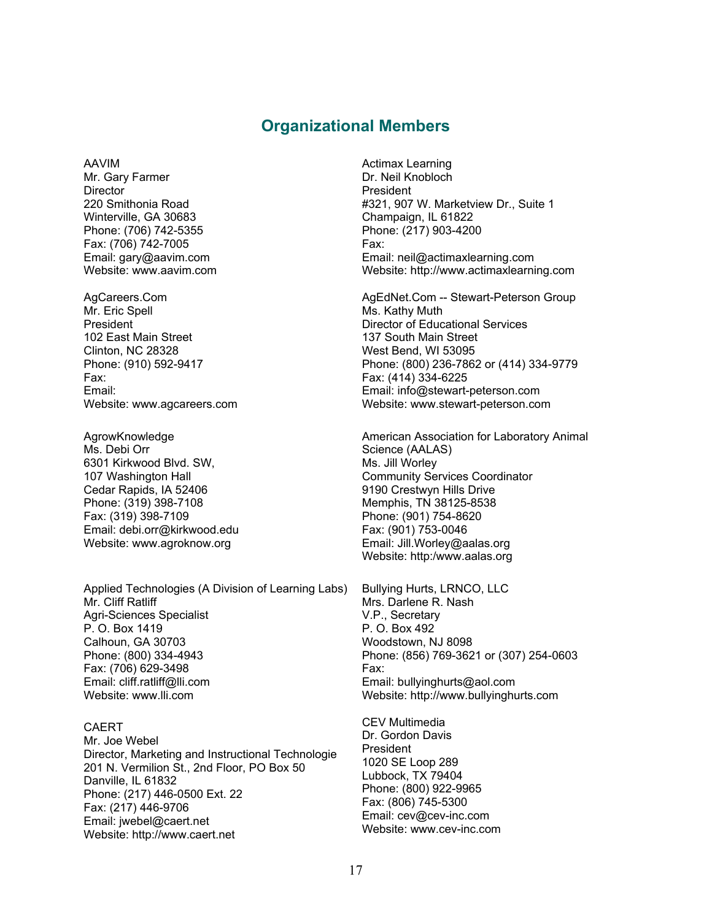## Organizational Members

AAVIM
Mr. Gary Farmer
Director
220 Smithonia Road
Winterville, GA 30683
Phone: (706) 742-5355
Fax: (706) 742-7005
Email: gary@aavim.com
Website: www.aavim.com

Actimax Learning
Dr. Neil Knobloch
President
#321, 907 W. Marketview Dr., Suite 1
Champaign, IL 61822
Phone: (217) 903-4200
Fax:
Email: neil@actimaxlearning.com
Website: http://www.actimaxlearning.com

AgCareers.Com
Mr. Eric Spell
President
102 East Main Street
Clinton, NC 28328
Phone: (910) 592-9417
Fax:
Email:
Website: www.agcareers.com

AgEdNet.Com -- Stewart-Peterson Group
Ms. Kathy Muth
Director of Educational Services
137 South Main Street
West Bend, WI 53095
Phone: (800) 236-7862 or (414) 334-9779
Fax: (414) 334-6225
Email: info@stewart-peterson.com
Website: www.stewart-peterson.com

AgrowKnowledge
Ms. Debi Orr
6301 Kirkwood Blvd. SW,
107 Washington Hall
Cedar Rapids, IA 52406
Phone: (319) 398-7108
Fax: (319) 398-7109
Email: debi.orr@kirkwood.edu
Website: www.agroknow.org

American Association for Laboratory Animal Science (AALAS)
Ms. Jill Worley
Community Services Coordinator
9190 Crestwyn Hills Drive
Memphis, TN 38125-8538
Phone: (901) 754-8620
Fax: (901) 753-0046
Email: Jill.Worley@aalas.org
Website: http:/www.aalas.org

Applied Technologies (A Division of Learning Labs)
Mr. Cliff Ratliff
Agri-Sciences Specialist
P. O. Box 1419
Calhoun, GA 30703
Phone: (800) 334-4943
Fax: (706) 629-3498
Email: cliff.ratliff@lli.com
Website: www.lli.com

Bullying Hurts, LRNCO, LLC
Mrs. Darlene R. Nash
V.P., Secretary
P. O. Box 492
Woodstown, NJ 8098
Phone: (856) 769-3621 or (307) 254-0603
Fax:
Email: bullyinghurts@aol.com
Website: http://www.bullyinghurts.com

CAERT
Mr. Joe Webel
Director, Marketing and Instructional Technologie
201 N. Vermilion St., 2nd Floor, PO Box 50
Danville, IL 61832
Phone: (217) 446-0500 Ext. 22
Fax: (217) 446-9706
Email: jwebel@caert.net
Website: http://www.caert.net

CEV Multimedia
Dr. Gordon Davis
President
1020 SE Loop 289
Lubbock, TX 79404
Phone: (800) 922-9965
Fax: (806) 745-5300
Email: cev@cev-inc.com
Website: www.cev-inc.com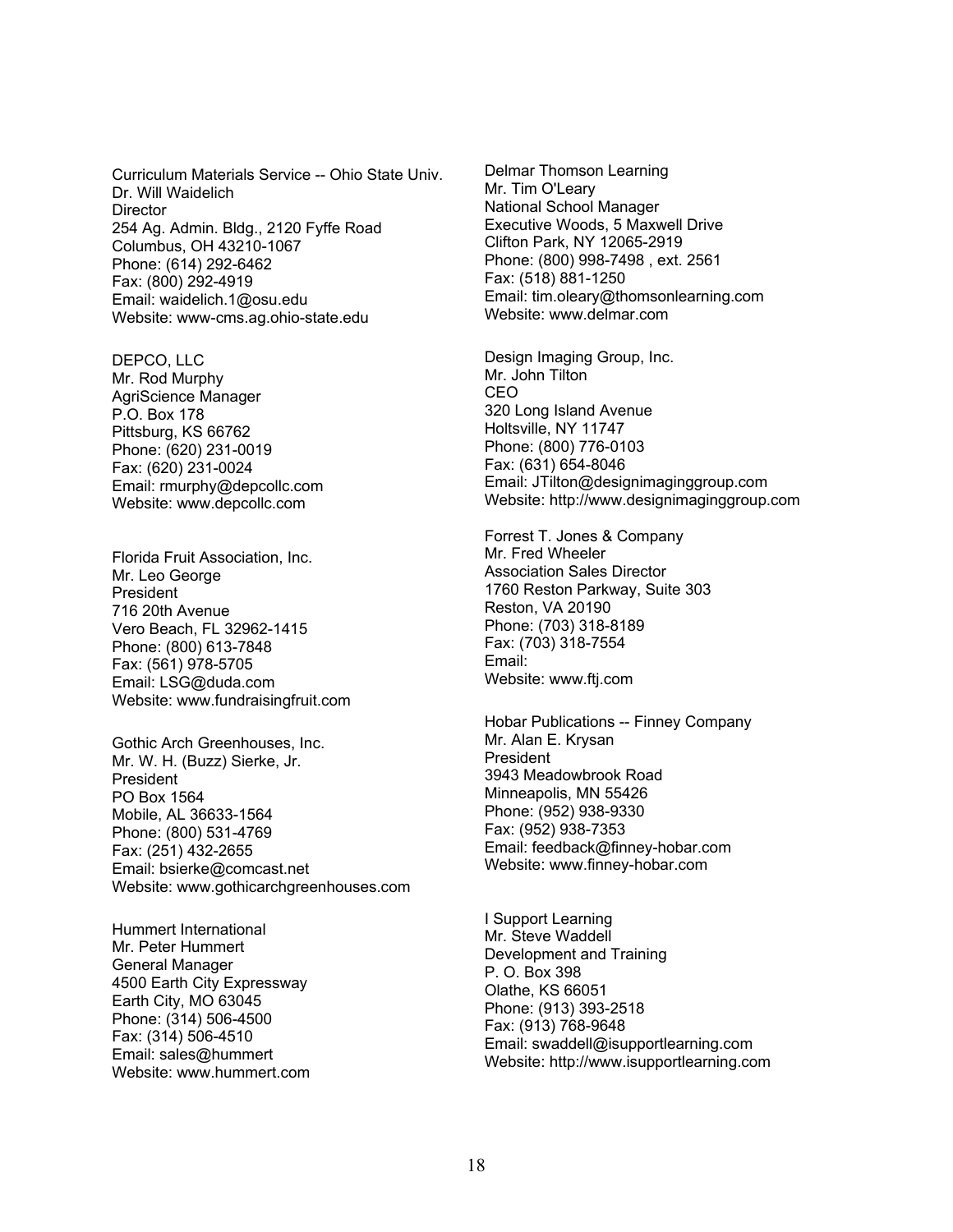Curriculum Materials Service -- Ohio State Univ.
Dr. Will Waidelich
Director
254 Ag. Admin. Bldg., 2120 Fyffe Road
Columbus, OH 43210-1067
Phone: (614) 292-6462
Fax: (800) 292-4919
Email: waidelich.1@osu.edu
Website: www-cms.ag.ohio-state.edu

DEPCO, LLC
Mr. Rod Murphy
AgriScience Manager
P.O. Box 178
Pittsburg, KS 66762
Phone: (620) 231-0019
Fax: (620) 231-0024
Email: rmurphy@depcollc.com
Website: www.depcollc.com

Florida Fruit Association, Inc.
Mr. Leo George
President
716 20th Avenue
Vero Beach, FL 32962-1415
Phone: (800) 613-7848
Fax: (561) 978-5705
Email: LSG@duda.com
Website: www.fundraisingfruit.com

Gothic Arch Greenhouses, Inc.
Mr. W. H. (Buzz) Sierke, Jr.
President
PO Box 1564
Mobile, AL 36633-1564
Phone: (800) 531-4769
Fax: (251) 432-2655
Email: bsierke@comcast.net
Website: www.gothicarchgreenhouses.com

Hummert International
Mr. Peter Hummert
General Manager
4500 Earth City Expressway
Earth City, MO 63045
Phone: (314) 506-4500
Fax: (314) 506-4510
Email: sales@hummert
Website: www.hummert.com

Delmar Thomson Learning
Mr. Tim O'Leary
National School Manager
Executive Woods, 5 Maxwell Drive
Clifton Park, NY 12065-2919
Phone: (800) 998-7498 , ext. 2561
Fax: (518) 881-1250
Email: tim.oleary@thomsonlearning.com
Website: www.delmar.com

Design Imaging Group, Inc.
Mr. John Tilton
CEO
320 Long Island Avenue
Holtsville, NY 11747
Phone: (800) 776-0103
Fax: (631) 654-8046
Email: JTilton@designimaginggroup.com
Website: http://www.designimaginggroup.com

Forrest T. Jones & Company
Mr. Fred Wheeler
Association Sales Director
1760 Reston Parkway, Suite 303
Reston, VA 20190
Phone: (703) 318-8189
Fax: (703) 318-7554
Email:
Website: www.ftj.com

Hobar Publications -- Finney Company
Mr. Alan E. Krysan
President
3943 Meadowbrook Road
Minneapolis, MN 55426
Phone: (952) 938-9330
Fax: (952) 938-7353
Email: feedback@finney-hobar.com
Website: www.finney-hobar.com

I Support Learning
Mr. Steve Waddell
Development and Training
P. O. Box 398
Olathe, KS 66051
Phone: (913) 393-2518
Fax: (913) 768-9648
Email: swaddell@isupportlearning.com
Website: http://www.isupportlearning.com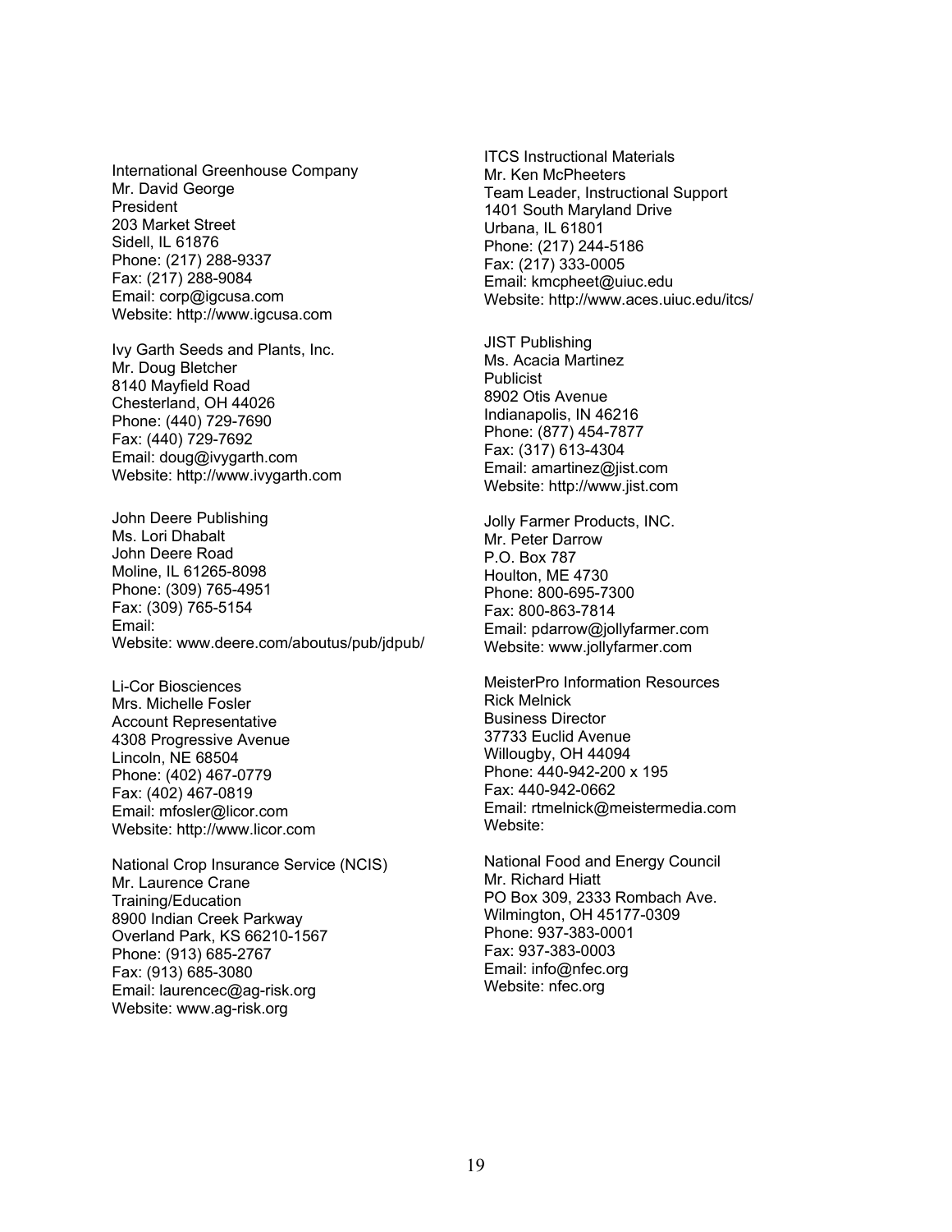International Greenhouse Company  
Mr. David George  
President  
203 Market Street  
Sidell, IL 61876  
Phone: (217) 288-9337  
Fax: (217) 288-9084  
Email: corp@igcusa.com  
Website: http://www.igcusa.com

Ivy Garth Seeds and Plants, Inc.  
Mr. Doug Bletcher  
8140 Mayfield Road  
Chesterland, OH 44026  
Phone: (440) 729-7690  
Fax: (440) 729-7692  
Email: doug@ivygarth.com  
Website: http://www.ivygarth.com

John Deere Publishing  
Ms. Lori Dhabalt  
John Deere Road  
Moline, IL 61265-8098  
Phone: (309) 765-4951  
Fax: (309) 765-5154  
Email:  
Website: www.deere.com/aboutus/pub/jdpub/

Li-Cor Biosciences  
Mrs. Michelle Fosler  
Account Representative  
4308 Progressive Avenue  
Lincoln, NE 68504  
Phone: (402) 467-0779  
Fax: (402) 467-0819  
Email: mfosler@licor.com  
Website: http://www.licor.com

National Crop Insurance Service (NCIS)  
Mr. Laurence Crane  
Training/Education  
8900 Indian Creek Parkway  
Overland Park, KS 66210-1567  
Phone: (913) 685-2767  
Fax: (913) 685-3080  
Email: laurencec@ag-risk.org  
Website: www.ag-risk.org

ITCS Instructional Materials  
Mr. Ken McPheeters  
Team Leader, Instructional Support  
1401 South Maryland Drive  
Urbana, IL 61801  
Phone: (217) 244-5186  
Fax: (217) 333-0005  
Email: kmcpheet@uiuc.edu  
Website: http://www.aces.uiuc.edu/itcs/

JIST Publishing  
Ms. Acacia Martinez  
Publicist  
8902 Otis Avenue  
Indianapolis, IN 46216  
Phone: (877) 454-7877  
Fax: (317) 613-4304  
Email: amartinez@jist.com  
Website: http://www.jist.com

Jolly Farmer Products, INC.  
Mr. Peter Darrow  
P.O. Box 787  
Houlton, ME 4730  
Phone: 800-695-7300  
Fax: 800-863-7814  
Email: pdarrow@jollyfarmer.com  
Website: www.jollyfarmer.com

MeisterPro Information Resources  
Rick Melnick  
Business Director  
37733 Euclid Avenue  
Willougby, OH 44094  
Phone: 440-942-200 x 195  
Fax: 440-942-0662  
Email: rtmelnick@meistermedia.com  
Website:

National Food and Energy Council  
Mr. Richard Hiatt  
PO Box 309, 2333 Rombach Ave.  
Wilmington, OH 45177-0309  
Phone: 937-383-0001  
Fax: 937-383-0003  
Email: info@nfec.org  
Website: nfec.org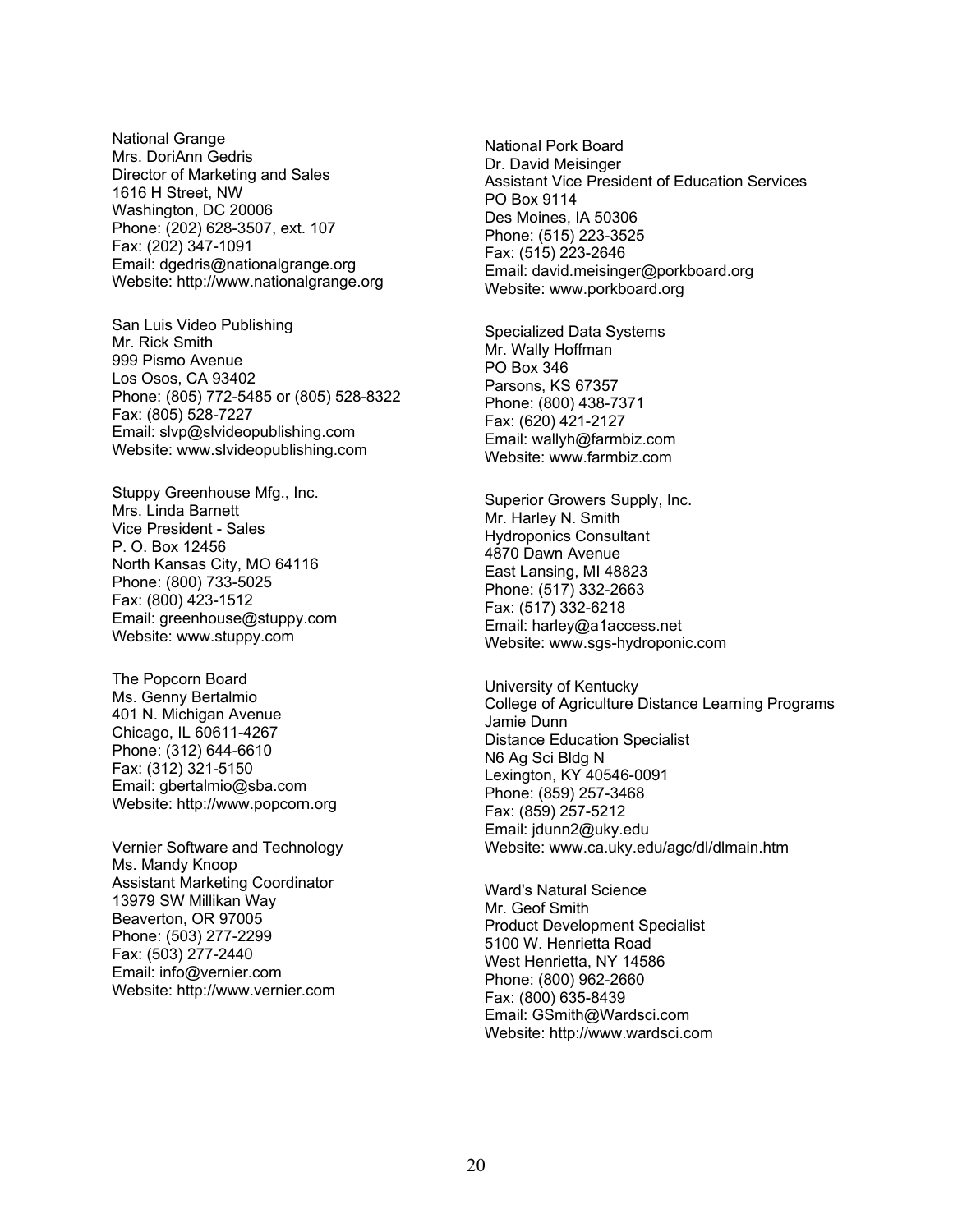National Grange
Mrs. DoriAnn Gedris
Director of Marketing and Sales
1616 H Street, NW
Washington, DC 20006
Phone: (202) 628-3507, ext. 107
Fax: (202) 347-1091
Email: dgedris@nationalgrange.org
Website: http://www.nationalgrange.org

San Luis Video Publishing
Mr. Rick Smith
999 Pismo Avenue
Los Osos, CA 93402
Phone: (805) 772-5485 or (805) 528-8322
Fax: (805) 528-7227
Email: slvp@slvideopublishing.com
Website: www.slvideopublishing.com

Stuppy Greenhouse Mfg., Inc.
Mrs. Linda Barnett
Vice President - Sales
P. O. Box 12456
North Kansas City, MO 64116
Phone: (800) 733-5025
Fax: (800) 423-1512
Email: greenhouse@stuppy.com
Website: www.stuppy.com

The Popcorn Board
Ms. Genny Bertalmio
401 N. Michigan Avenue
Chicago, IL 60611-4267
Phone: (312) 644-6610
Fax: (312) 321-5150
Email: gbertalmio@sba.com
Website: http://www.popcorn.org

Vernier Software and Technology
Ms. Mandy Knoop
Assistant Marketing Coordinator
13979 SW Millikan Way
Beaverton, OR 97005
Phone: (503) 277-2299
Fax: (503) 277-2440
Email: info@vernier.com
Website: http://www.vernier.com

National Pork Board
Dr. David Meisinger
Assistant Vice President of Education Services
PO Box 9114
Des Moines, IA 50306
Phone: (515) 223-3525
Fax: (515) 223-2646
Email: david.meisinger@porkboard.org
Website: www.porkboard.org

Specialized Data Systems
Mr. Wally Hoffman
PO Box 346
Parsons, KS 67357
Phone: (800) 438-7371
Fax: (620) 421-2127
Email: wallyh@farmbiz.com
Website: www.farmbiz.com

Superior Growers Supply, Inc.
Mr. Harley N. Smith
Hydroponics Consultant
4870 Dawn Avenue
East Lansing, MI 48823
Phone: (517) 332-2663
Fax: (517) 332-6218
Email: harley@a1access.net
Website: www.sgs-hydroponic.com

University of Kentucky
College of Agriculture Distance Learning Programs
Jamie Dunn
Distance Education Specialist
N6 Ag Sci Bldg N
Lexington, KY 40546-0091
Phone: (859) 257-3468
Fax: (859) 257-5212
Email: jdunn2@uky.edu
Website: www.ca.uky.edu/agc/dl/dlmain.htm

Ward's Natural Science
Mr. Geof Smith
Product Development Specialist
5100 W. Henrietta Road
West Henrietta, NY 14586
Phone: (800) 962-2660
Fax: (800) 635-8439
Email: GSmith@Wardsci.com
Website: http://www.wardsci.com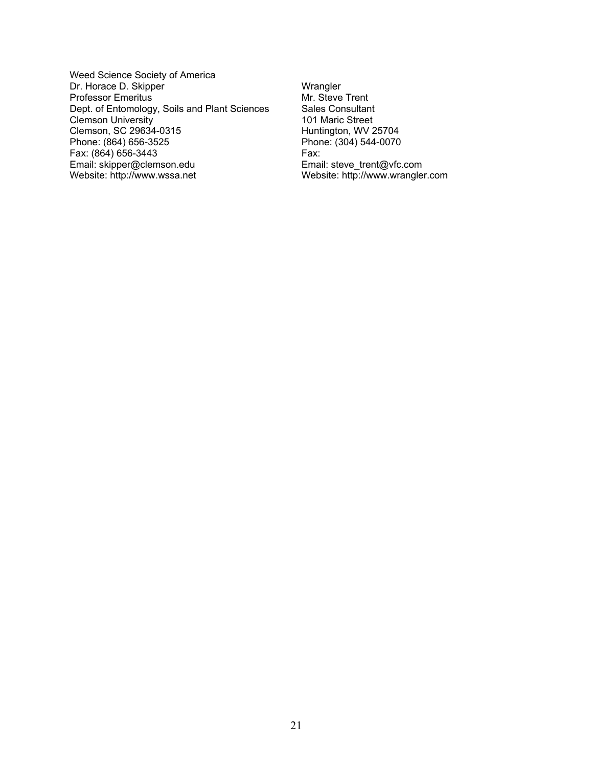Weed Science Society of America
Dr. Horace D. Skipper
Professor Emeritus
Dept. of Entomology, Soils and Plant Sciences
Clemson University
Clemson, SC 29634-0315
Phone: (864) 656-3525
Fax: (864) 656-3443
Email: skipper@clemson.edu
Website: http://www.wssa.net

Wrangler
Mr. Steve Trent
Sales Consultant
101 Maric Street
Huntington, WV 25704
Phone: (304) 544-0070
Fax:
Email: steve_trent@vfc.com
Website: http://www.wrangler.com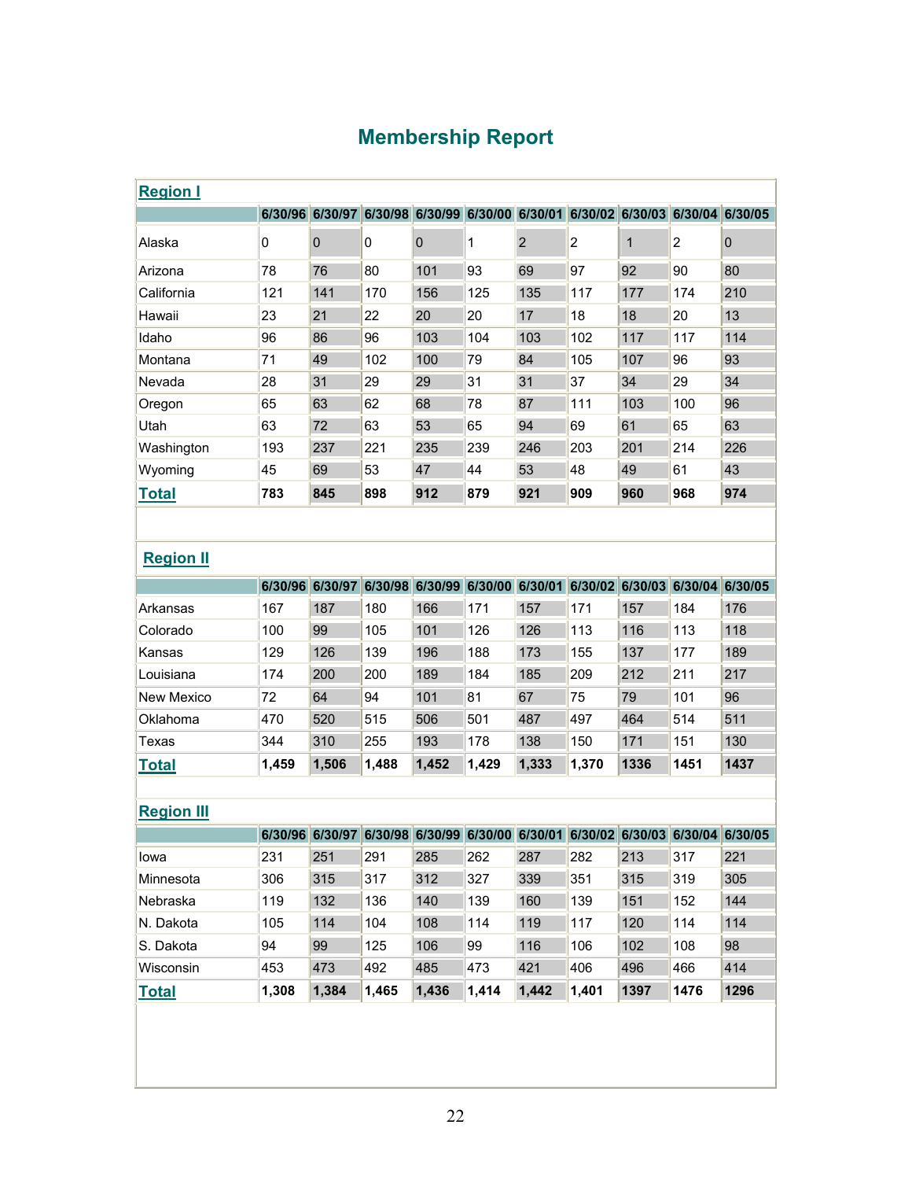# Membership Report

## Region I

| | 6/30/96 | 6/30/97 | 6/30/98 | 6/30/99 | 6/30/00 | 6/30/01 | 6/30/02 | 6/30/03 | 6/30/04 | 6/30/05 |
|---|---|---|---|---|---|---|---|---|---|---|
| Alaska | 0 | 0 | 0 | 0 | 1 | 2 | 2 | 1 | 2 | 0 |
| Arizona | 78 | 76 | 80 | 101 | 93 | 69 | 97 | 92 | 90 | 80 |
| California | 121 | 141 | 170 | 156 | 125 | 135 | 117 | 177 | 174 | 210 |
| Hawaii | 23 | 21 | 22 | 20 | 20 | 17 | 18 | 18 | 20 | 13 |
| Idaho | 96 | 86 | 96 | 103 | 104 | 103 | 102 | 117 | 117 | 114 |
| Montana | 71 | 49 | 102 | 100 | 79 | 84 | 105 | 107 | 96 | 93 |
| Nevada | 28 | 31 | 29 | 29 | 31 | 31 | 37 | 34 | 29 | 34 |
| Oregon | 65 | 63 | 62 | 68 | 78 | 87 | 111 | 103 | 100 | 96 |
| Utah | 63 | 72 | 63 | 53 | 65 | 94 | 69 | 61 | 65 | 63 |
| Washington | 193 | 237 | 221 | 235 | 239 | 246 | 203 | 201 | 214 | 226 |
| Wyoming | 45 | 69 | 53 | 47 | 44 | 53 | 48 | 49 | 61 | 43 |
| **Total** | **783** | **845** | **898** | **912** | **879** | **921** | **909** | **960** | **968** | **974** |

## Region II

| | 6/30/96 | 6/30/97 | 6/30/98 | 6/30/99 | 6/30/00 | 6/30/01 | 6/30/02 | 6/30/03 | 6/30/04 | 6/30/05 |
|---|---|---|---|---|---|---|---|---|---|---|
| Arkansas | 167 | 187 | 180 | 166 | 171 | 157 | 171 | 157 | 184 | 176 |
| Colorado | 100 | 99 | 105 | 101 | 126 | 126 | 113 | 116 | 113 | 118 |
| Kansas | 129 | 126 | 139 | 196 | 188 | 173 | 155 | 137 | 177 | 189 |
| Louisiana | 174 | 200 | 200 | 189 | 184 | 185 | 209 | 212 | 211 | 217 |
| New Mexico | 72 | 64 | 94 | 101 | 81 | 67 | 75 | 79 | 101 | 96 |
| Oklahoma | 470 | 520 | 515 | 506 | 501 | 487 | 497 | 464 | 514 | 511 |
| Texas | 344 | 310 | 255 | 193 | 178 | 138 | 150 | 171 | 151 | 130 |
| **Total** | **1,459** | **1,506** | **1,488** | **1,452** | **1,429** | **1,333** | **1,370** | **1336** | **1451** | **1437** |

## Region III

| | 6/30/96 | 6/30/97 | 6/30/98 | 6/30/99 | 6/30/00 | 6/30/01 | 6/30/02 | 6/30/03 | 6/30/04 | 6/30/05 |
|---|---|---|---|---|---|---|---|---|---|---|
| Iowa | 231 | 251 | 291 | 285 | 262 | 287 | 282 | 213 | 317 | 221 |
| Minnesota | 306 | 315 | 317 | 312 | 327 | 339 | 351 | 315 | 319 | 305 |
| Nebraska | 119 | 132 | 136 | 140 | 139 | 160 | 139 | 151 | 152 | 144 |
| N. Dakota | 105 | 114 | 104 | 108 | 114 | 119 | 117 | 120 | 114 | 114 |
| S. Dakota | 94 | 99 | 125 | 106 | 99 | 116 | 106 | 102 | 108 | 98 |
| Wisconsin | 453 | 473 | 492 | 485 | 473 | 421 | 406 | 496 | 466 | 414 |
| **Total** | **1,308** | **1,384** | **1,465** | **1,436** | **1,414** | **1,442** | **1,401** | **1397** | **1476** | **1296** |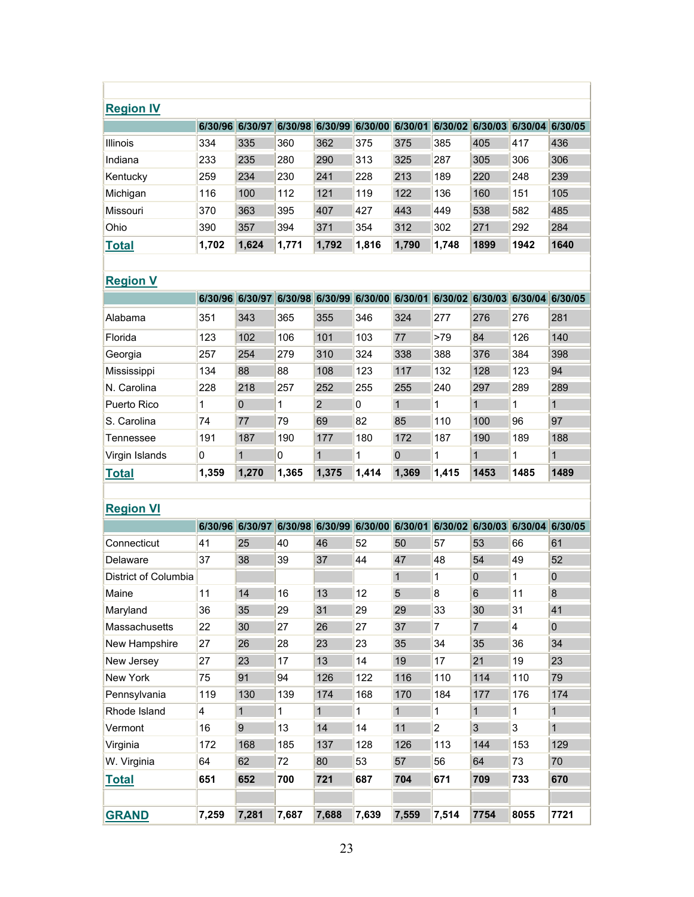## Region IV

| | 6/30/96 | 6/30/97 | 6/30/98 | 6/30/99 | 6/30/00 | 6/30/01 | 6/30/02 | 6/30/03 | 6/30/04 | 6/30/05 |
|---|---|---|---|---|---|---|---|---|---|---|
| Illinois | 334 | 335 | 360 | 362 | 375 | 375 | 385 | 405 | 417 | 436 |
| Indiana | 233 | 235 | 280 | 290 | 313 | 325 | 287 | 305 | 306 | 306 |
| Kentucky | 259 | 234 | 230 | 241 | 228 | 213 | 189 | 220 | 248 | 239 |
| Michigan | 116 | 100 | 112 | 121 | 119 | 122 | 136 | 160 | 151 | 105 |
| Missouri | 370 | 363 | 395 | 407 | 427 | 443 | 449 | 538 | 582 | 485 |
| Ohio | 390 | 357 | 394 | 371 | 354 | 312 | 302 | 271 | 292 | 284 |
| **Total** | **1,702** | **1,624** | **1,771** | **1,792** | **1,816** | **1,790** | **1,748** | **1899** | **1942** | **1640** |

## Region V

| | 6/30/96 | 6/30/97 | 6/30/98 | 6/30/99 | 6/30/00 | 6/30/01 | 6/30/02 | 6/30/03 | 6/30/04 | 6/30/05 |
|---|---|---|---|---|---|---|---|---|---|---|
| Alabama | 351 | 343 | 365 | 355 | 346 | 324 | 277 | 276 | 276 | 281 |
| Florida | 123 | 102 | 106 | 101 | 103 | 77 | >79 | 84 | 126 | 140 |
| Georgia | 257 | 254 | 279 | 310 | 324 | 338 | 388 | 376 | 384 | 398 |
| Mississippi | 134 | 88 | 88 | 108 | 123 | 117 | 132 | 128 | 123 | 94 |
| N. Carolina | 228 | 218 | 257 | 252 | 255 | 255 | 240 | 297 | 289 | 289 |
| Puerto Rico | 1 | 0 | 1 | 2 | 0 | 1 | 1 | 1 | 1 | 1 |
| S. Carolina | 74 | 77 | 79 | 69 | 82 | 85 | 110 | 100 | 96 | 97 |
| Tennessee | 191 | 187 | 190 | 177 | 180 | 172 | 187 | 190 | 189 | 188 |
| Virgin Islands | 0 | 1 | 0 | 1 | 1 | 0 | 1 | 1 | 1 | 1 |
| **Total** | **1,359** | **1,270** | **1,365** | **1,375** | **1,414** | **1,369** | **1,415** | **1453** | **1485** | **1489** |

## Region VI

| | 6/30/96 | 6/30/97 | 6/30/98 | 6/30/99 | 6/30/00 | 6/30/01 | 6/30/02 | 6/30/03 | 6/30/04 | 6/30/05 |
|---|---|---|---|---|---|---|---|---|---|---|
| Connecticut | 41 | 25 | 40 | 46 | 52 | 50 | 57 | 53 | 66 | 61 |
| Delaware | 37 | 38 | 39 | 37 | 44 | 47 | 48 | 54 | 49 | 52 |
| District of Columbia | | | | | | 1 | 1 | 0 | 1 | 0 |
| Maine | 11 | 14 | 16 | 13 | 12 | 5 | 8 | 6 | 11 | 8 |
| Maryland | 36 | 35 | 29 | 31 | 29 | 29 | 33 | 30 | 31 | 41 |
| Massachusetts | 22 | 30 | 27 | 26 | 27 | 37 | 7 | 7 | 4 | 0 |
| New Hampshire | 27 | 26 | 28 | 23 | 23 | 35 | 34 | 35 | 36 | 34 |
| New Jersey | 27 | 23 | 17 | 13 | 14 | 19 | 17 | 21 | 19 | 23 |
| New York | 75 | 91 | 94 | 126 | 122 | 116 | 110 | 114 | 110 | 79 |
| Pennsylvania | 119 | 130 | 139 | 174 | 168 | 170 | 184 | 177 | 176 | 174 |
| Rhode Island | 4 | 1 | 1 | 1 | 1 | 1 | 1 | 1 | 1 | 1 |
| Vermont | 16 | 9 | 13 | 14 | 14 | 11 | 2 | 3 | 3 | 1 |
| Virginia | 172 | 168 | 185 | 137 | 128 | 126 | 113 | 144 | 153 | 129 |
| W. Virginia | 64 | 62 | 72 | 80 | 53 | 57 | 56 | 64 | 73 | 70 |
| **Total** | **651** | **652** | **700** | **721** | **687** | **704** | **671** | **709** | **733** | **670** |
| | | | | | | | | | | |
| **GRAND** | **7,259** | **7,281** | **7,687** | **7,688** | **7,639** | **7,559** | **7,514** | **7754** | **8055** | **7721** |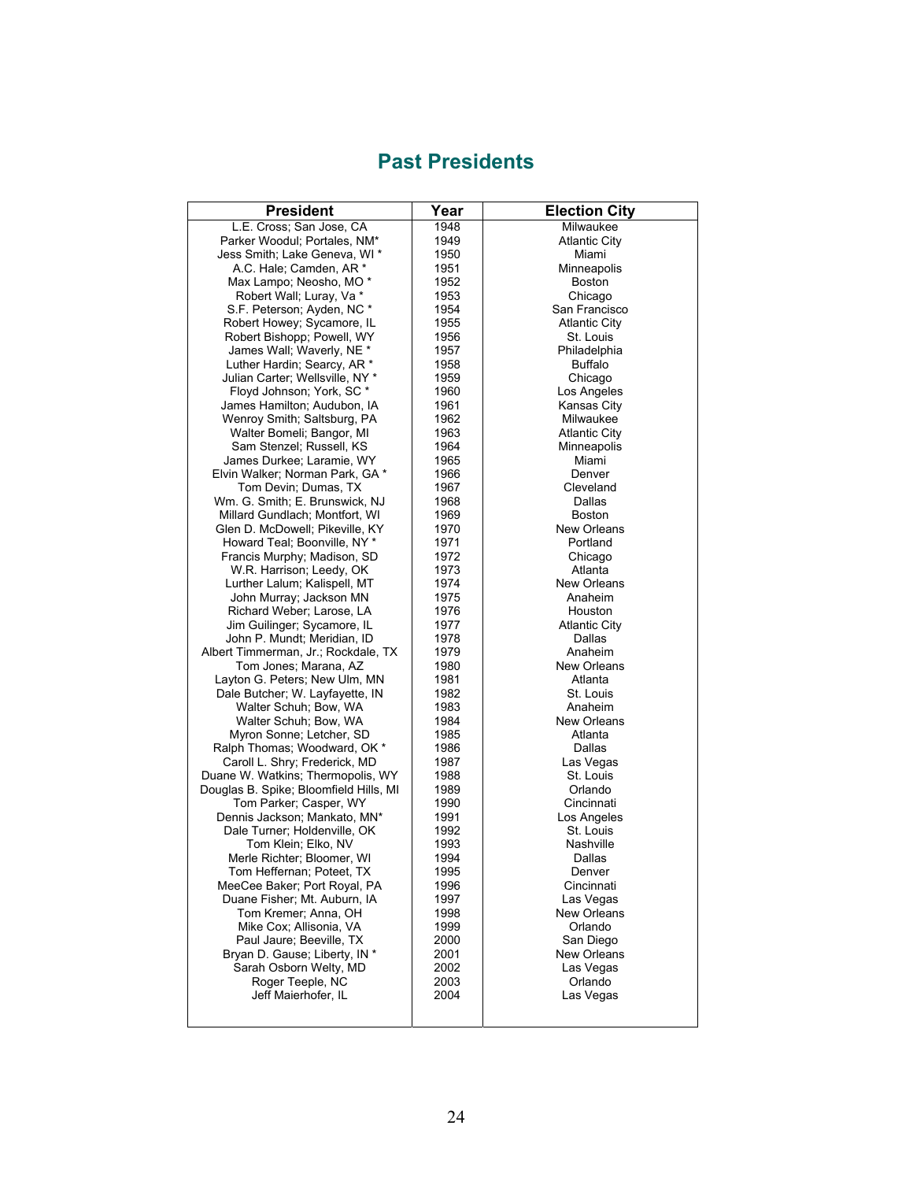# Past Presidents

| President | Year | Election City |
|---|---|---|
| L.E. Cross; San Jose, CA | 1948 | Milwaukee |
| Parker Woodul; Portales, NM* | 1949 | Atlantic City |
| Jess Smith; Lake Geneva, WI * | 1950 | Miami |
| A.C. Hale; Camden, AR * | 1951 | Minneapolis |
| Max Lampo; Neosho, MO * | 1952 | Boston |
| Robert Wall; Luray, Va * | 1953 | Chicago |
| S.F. Peterson; Ayden, NC * | 1954 | San Francisco |
| Robert Howey; Sycamore, IL | 1955 | Atlantic City |
| Robert Bishopp; Powell, WY | 1956 | St. Louis |
| James Wall; Waverly, NE * | 1957 | Philadelphia |
| Luther Hardin; Searcy, AR * | 1958 | Buffalo |
| Julian Carter; Wellsville, NY * | 1959 | Chicago |
| Floyd Johnson; York, SC * | 1960 | Los Angeles |
| James Hamilton; Audubon, IA | 1961 | Kansas City |
| Wenroy Smith; Saltsburg, PA | 1962 | Milwaukee |
| Walter Bomeli; Bangor, MI | 1963 | Atlantic City |
| Sam Stenzel; Russell, KS | 1964 | Minneapolis |
| James Durkee; Laramie, WY | 1965 | Miami |
| Elvin Walker; Norman Park, GA * | 1966 | Denver |
| Tom Devin; Dumas, TX | 1967 | Cleveland |
| Wm. G. Smith; E. Brunswick, NJ | 1968 | Dallas |
| Millard Gundlach; Montfort, WI | 1969 | Boston |
| Glen D. McDowell; Pikeville, KY | 1970 | New Orleans |
| Howard Teal; Boonville, NY * | 1971 | Portland |
| Francis Murphy; Madison, SD | 1972 | Chicago |
| W.R. Harrison; Leedy, OK | 1973 | Atlanta |
| Lurther Lalum; Kalispell, MT | 1974 | New Orleans |
| John Murray; Jackson MN | 1975 | Anaheim |
| Richard Weber; Larose, LA | 1976 | Houston |
| Jim Guilinger; Sycamore, IL | 1977 | Atlantic City |
| John P. Mundt; Meridian, ID | 1978 | Dallas |
| Albert Timmerman, Jr.; Rockdale, TX | 1979 | Anaheim |
| Tom Jones; Marana, AZ | 1980 | New Orleans |
| Layton G. Peters; New Ulm, MN | 1981 | Atlanta |
| Dale Butcher; W. Layfayette, IN | 1982 | St. Louis |
| Walter Schuh; Bow, WA | 1983 | Anaheim |
| Walter Schuh; Bow, WA | 1984 | New Orleans |
| Myron Sonne; Letcher, SD | 1985 | Atlanta |
| Ralph Thomas; Woodward, OK * | 1986 | Dallas |
| Caroll L. Shry; Frederick, MD | 1987 | Las Vegas |
| Duane W. Watkins; Thermopolis, WY | 1988 | St. Louis |
| Douglas B. Spike; Bloomfield Hills, MI | 1989 | Orlando |
| Tom Parker; Casper, WY | 1990 | Cincinnati |
| Dennis Jackson; Mankato, MN* | 1991 | Los Angeles |
| Dale Turner; Holdenville, OK | 1992 | St. Louis |
| Tom Klein; Elko, NV | 1993 | Nashville |
| Merle Richter; Bloomer, WI | 1994 | Dallas |
| Tom Heffernan; Poteet, TX | 1995 | Denver |
| MeeCee Baker; Port Royal, PA | 1996 | Cincinnati |
| Duane Fisher; Mt. Auburn, IA | 1997 | Las Vegas |
| Tom Kremer; Anna, OH | 1998 | New Orleans |
| Mike Cox; Allisonia, VA | 1999 | Orlando |
| Paul Jaure; Beeville, TX | 2000 | San Diego |
| Bryan D. Gause; Liberty, IN * | 2001 | New Orleans |
| Sarah Osborn Welty, MD | 2002 | Las Vegas |
| Roger Teeple, NC | 2003 | Orlando |
| Jeff Maierhofer, IL | 2004 | Las Vegas |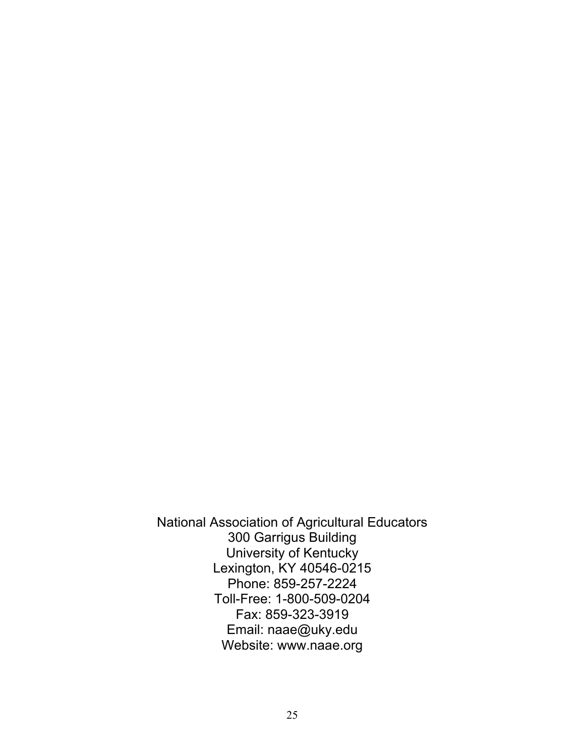National Association of Agricultural Educators
300 Garrigus Building
University of Kentucky
Lexington, KY 40546-0215
Phone: 859-257-2224
Toll-Free: 1-800-509-0204
Fax: 859-323-3919
Email: naae@uky.edu
Website: www.naae.org